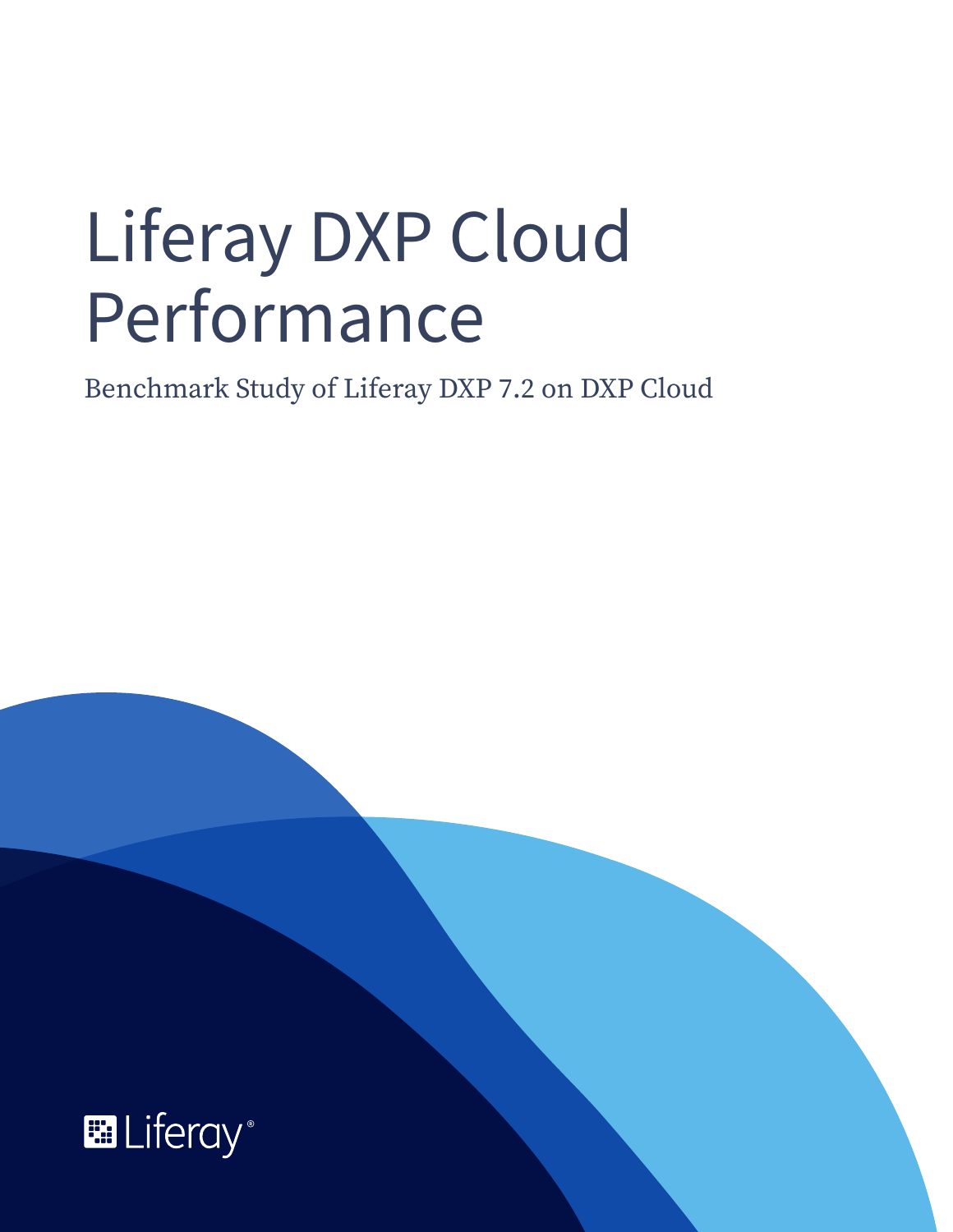# Liferay DXP Cloud Performance

Benchmark Study of Liferay DXP 7.2 on DXP Cloud

Liferay®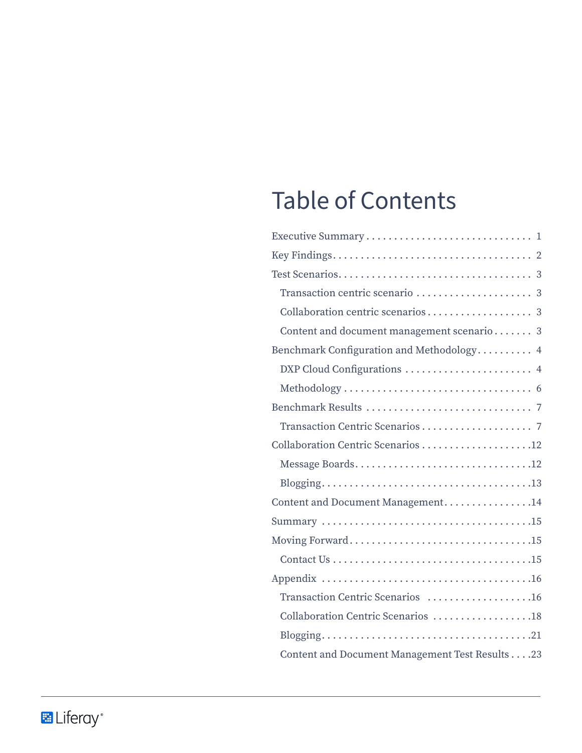# Table of Contents

- Executive Summary . . . . . . . . . . . . . . . . . . . . . . . . . . . . . . 1
- Key Findings . . . . . . . . . . . . . . . . . . . . . . . . . . . . . . . . . . . 2
- Test Scenarios . . . . . . . . . . . . . . . . . . . . . . . . . . . . . . . . . . 3
  - Transaction centric scenario . . . . . . . . . . . . . . . . . . . . . 3
  - Collaboration centric scenarios . . . . . . . . . . . . . . . . . . . 3
  - Content and document management scenario . . . . . . . 3
- Benchmark Configuration and Methodology . . . . . . . . . . 4
  - DXP Cloud Configurations . . . . . . . . . . . . . . . . . . . . . . . 4
  - Methodology . . . . . . . . . . . . . . . . . . . . . . . . . . . . . . . . . 6
- Benchmark Results . . . . . . . . . . . . . . . . . . . . . . . . . . . . . 7
  - Transaction Centric Scenarios . . . . . . . . . . . . . . . . . . . . 7
- Collaboration Centric Scenarios . . . . . . . . . . . . . . . . . . . .12
  - Message Boards . . . . . . . . . . . . . . . . . . . . . . . . . . . . . . . .12
  - Blogging . . . . . . . . . . . . . . . . . . . . . . . . . . . . . . . . . . . . .13
- Content and Document Management . . . . . . . . . . . . . . . .14
- Summary . . . . . . . . . . . . . . . . . . . . . . . . . . . . . . . . . . . . .15
- Moving Forward . . . . . . . . . . . . . . . . . . . . . . . . . . . . . . . .15
  - Contact Us . . . . . . . . . . . . . . . . . . . . . . . . . . . . . . . . . . .15
- Appendix . . . . . . . . . . . . . . . . . . . . . . . . . . . . . . . . . . . . .16
  - Transaction Centric Scenarios . . . . . . . . . . . . . . . . . . .16
  - Collaboration Centric Scenarios . . . . . . . . . . . . . . . . . .18
  - Blogging . . . . . . . . . . . . . . . . . . . . . . . . . . . . . . . . . . . . .21
  - Content and Document Management Test Results . . . .23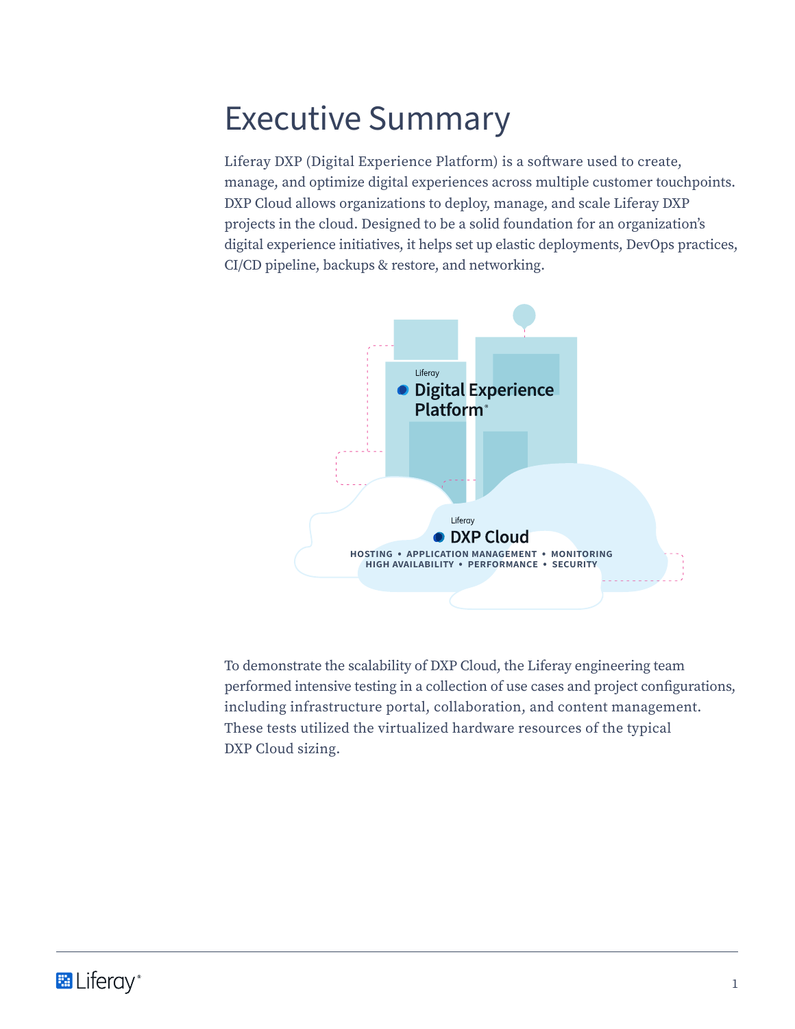# Executive Summary

Liferay DXP (Digital Experience Platform) is a software used to create, manage, and optimize digital experiences across multiple customer touchpoints. DXP Cloud allows organizations to deploy, manage, and scale Liferay DXP projects in the cloud. Designed to be a solid foundation for an organization's digital experience initiatives, it helps set up elastic deployments, DevOps practices, CI/CD pipeline, backups & restore, and networking.

To demonstrate the scalability of DXP Cloud, the Liferay engineering team performed intensive testing in a collection of use cases and project configurations, including infrastructure portal, collaboration, and content management. These tests utilized the virtualized hardware resources of the typical DXP Cloud sizing.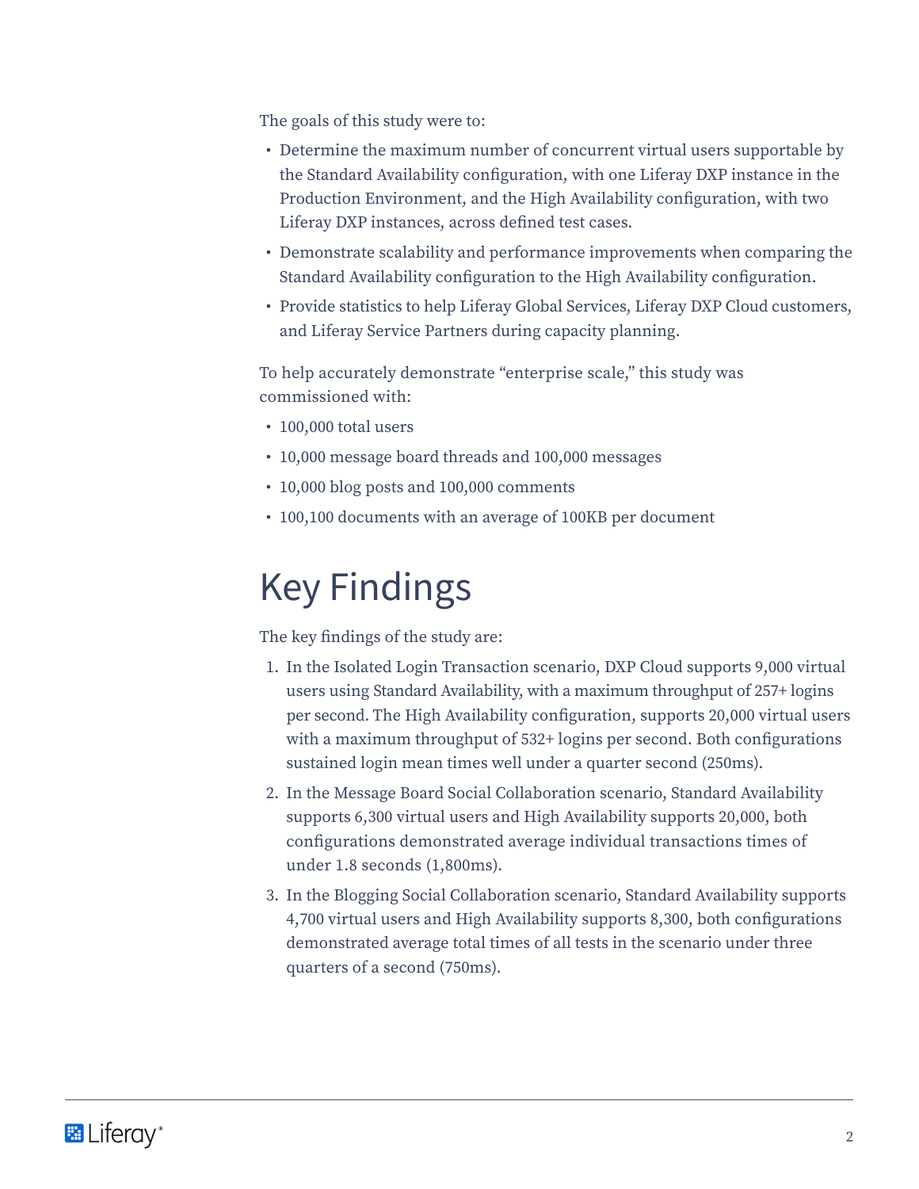The goals of this study were to:

- Determine the maximum number of concurrent virtual users supportable by the Standard Availability configuration, with one Liferay DXP instance in the Production Environment, and the High Availability configuration, with two Liferay DXP instances, across defined test cases.
- Demonstrate scalability and performance improvements when comparing the Standard Availability configuration to the High Availability configuration.
- Provide statistics to help Liferay Global Services, Liferay DXP Cloud customers, and Liferay Service Partners during capacity planning.

To help accurately demonstrate "enterprise scale," this study was commissioned with:

- 100,000 total users
- 10,000 message board threads and 100,000 messages
- 10,000 blog posts and 100,000 comments
- 100,100 documents with an average of 100KB per document

# Key Findings

The key findings of the study are:

1. In the Isolated Login Transaction scenario, DXP Cloud supports 9,000 virtual users using Standard Availability, with a maximum throughput of 257+ logins per second. The High Availability configuration, supports 20,000 virtual users with a maximum throughput of 532+ logins per second. Both configurations sustained login mean times well under a quarter second (250ms).
2. In the Message Board Social Collaboration scenario, Standard Availability supports 6,300 virtual users and High Availability supports 20,000, both configurations demonstrated average individual transactions times of under 1.8 seconds (1,800ms).
3. In the Blogging Social Collaboration scenario, Standard Availability supports 4,700 virtual users and High Availability supports 8,300, both configurations demonstrated average total times of all tests in the scenario under three quarters of a second (750ms).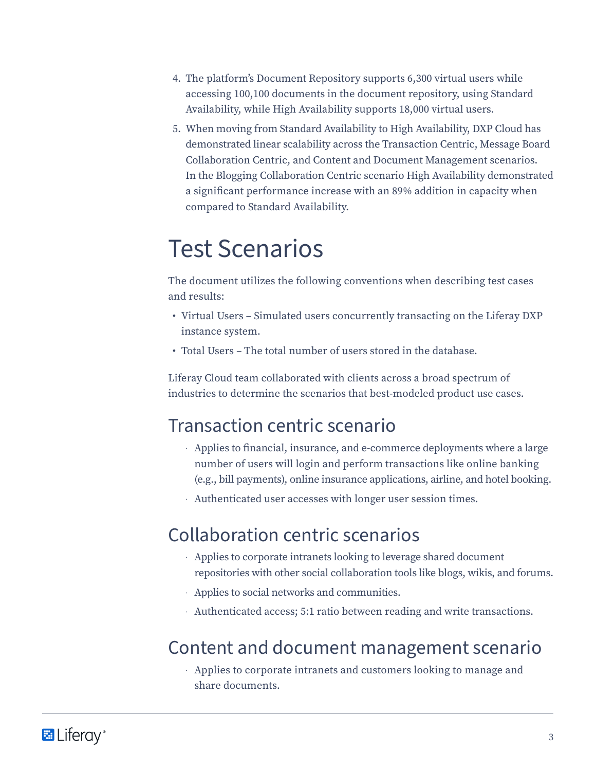4. The platform's Document Repository supports 6,300 virtual users while accessing 100,100 documents in the document repository, using Standard Availability, while High Availability supports 18,000 virtual users.
5. When moving from Standard Availability to High Availability, DXP Cloud has demonstrated linear scalability across the Transaction Centric, Message Board Collaboration Centric, and Content and Document Management scenarios. In the Blogging Collaboration Centric scenario High Availability demonstrated a significant performance increase with an 89% addition in capacity when compared to Standard Availability.

# Test Scenarios

The document utilizes the following conventions when describing test cases and results:

- Virtual Users – Simulated users concurrently transacting on the Liferay DXP instance system.
- Total Users – The total number of users stored in the database.

Liferay Cloud team collaborated with clients across a broad spectrum of industries to determine the scenarios that best-modeled product use cases.

## Transaction centric scenario

- Applies to financial, insurance, and e-commerce deployments where a large number of users will login and perform transactions like online banking (e.g., bill payments), online insurance applications, airline, and hotel booking.
- Authenticated user accesses with longer user session times.

## Collaboration centric scenarios

- Applies to corporate intranets looking to leverage shared document repositories with other social collaboration tools like blogs, wikis, and forums.
- Applies to social networks and communities.
- Authenticated access; 5:1 ratio between reading and write transactions.

## Content and document management scenario

- Applies to corporate intranets and customers looking to manage and share documents.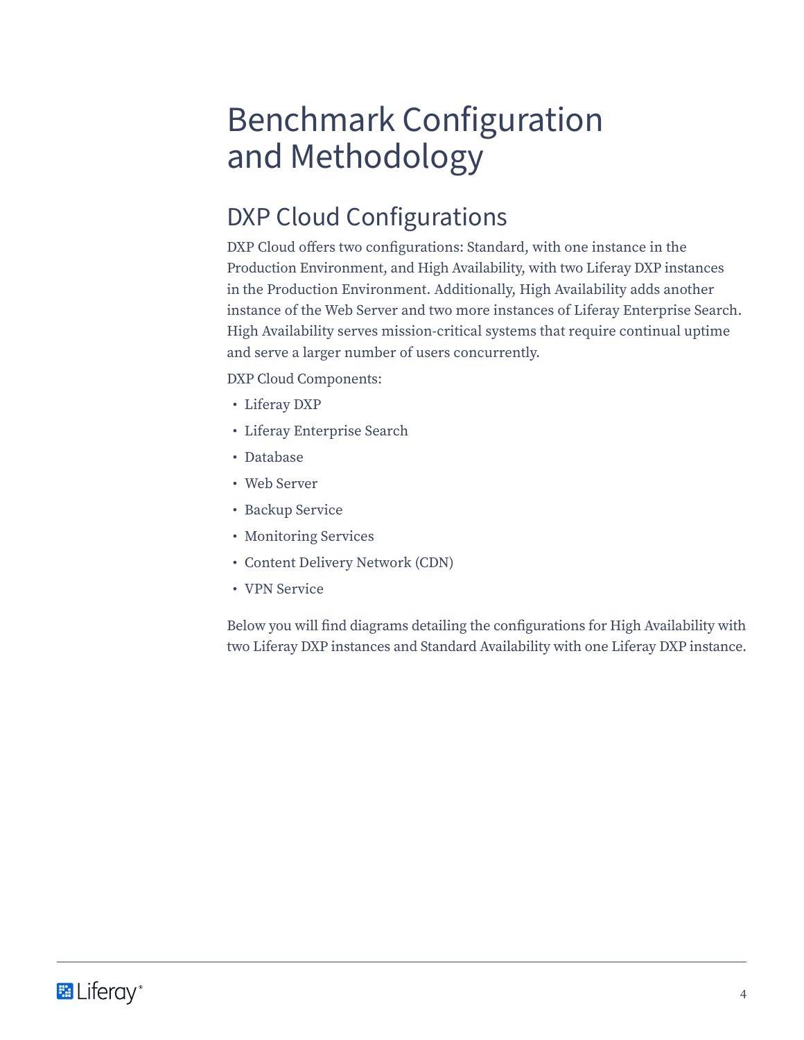# Benchmark Configuration and Methodology

## DXP Cloud Configurations

DXP Cloud offers two configurations: Standard, with one instance in the Production Environment, and High Availability, with two Liferay DXP instances in the Production Environment. Additionally, High Availability adds another instance of the Web Server and two more instances of Liferay Enterprise Search. High Availability serves mission-critical systems that require continual uptime and serve a larger number of users concurrently.

DXP Cloud Components:

- Liferay DXP
- Liferay Enterprise Search
- Database
- Web Server
- Backup Service
- Monitoring Services
- Content Delivery Network (CDN)
- VPN Service

Below you will find diagrams detailing the configurations for High Availability with two Liferay DXP instances and Standard Availability with one Liferay DXP instance.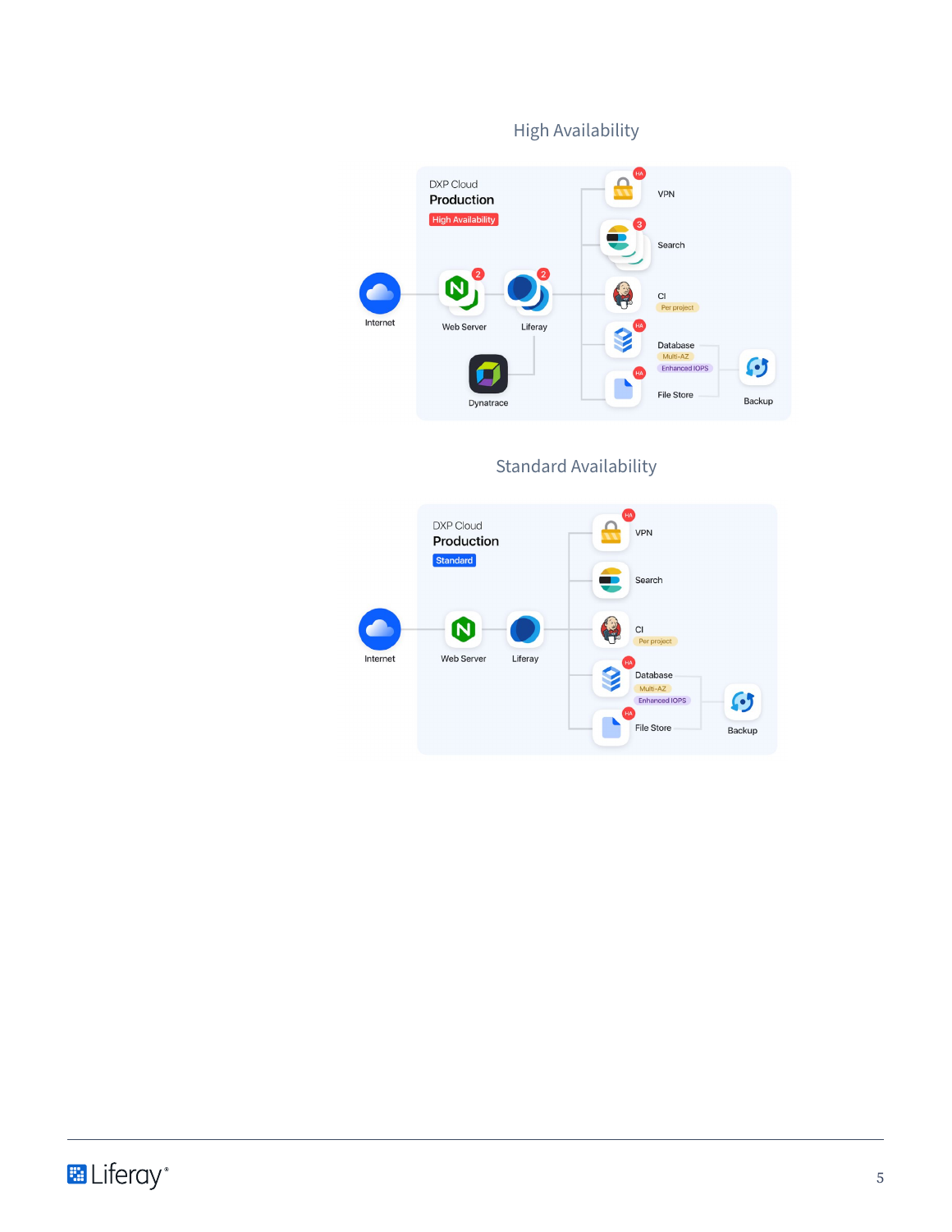## High Availability

DXP Cloud
**Production**
High Availability

Internet

Web Server

Liferay

Dynatrace

VPN

Search

CI
Per project

Database
Multi-AZ
Enhanced IOPS

File Store

Backup

## Standard Availability

DXP Cloud
**Production**
Standard

Internet

Web Server

Liferay

VPN

Search

CI
Per project

Database
Multi-AZ
Enhanced IOPS

File Store

Backup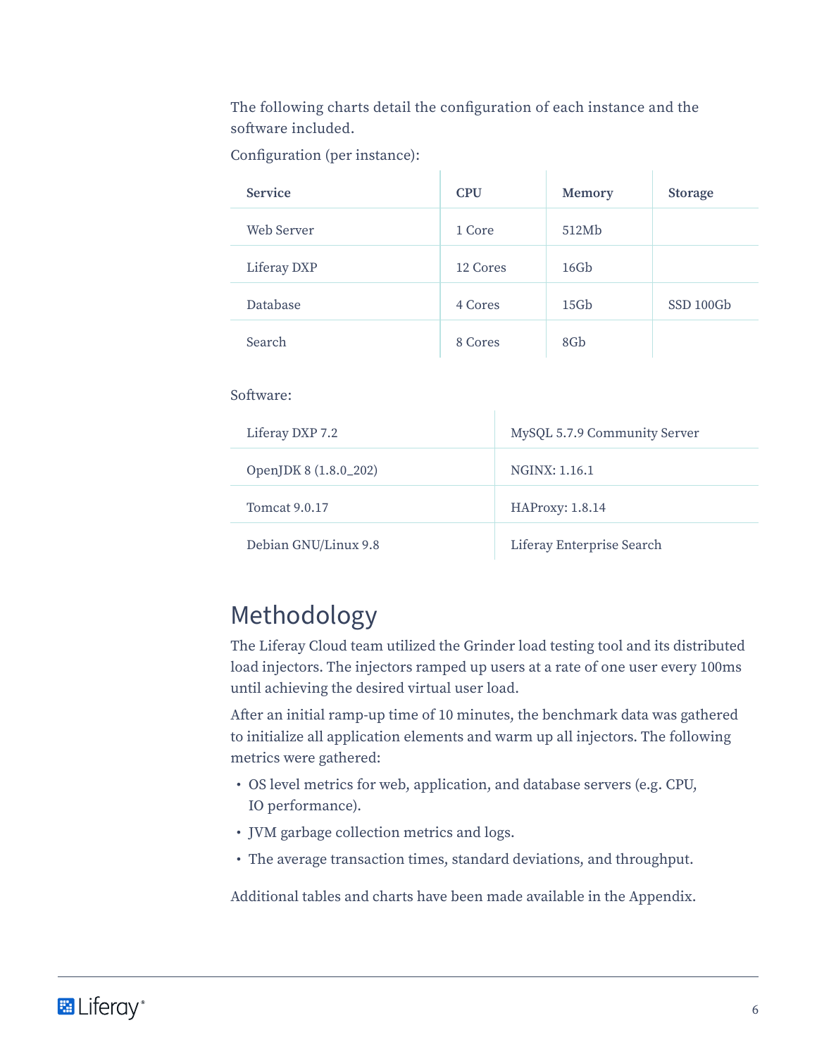The following charts detail the configuration of each instance and the software included.

Configuration (per instance):

| Service | CPU | Memory | Storage |
|---|---|---|---|
| Web Server | 1 Core | 512Mb | |
| Liferay DXP | 12 Cores | 16Gb | |
| Database | 4 Cores | 15Gb | SSD 100Gb |
| Search | 8 Cores | 8Gb | |

Software:

| | |
|---|---|
| Liferay DXP 7.2 | MySQL 5.7.9 Community Server |
| OpenJDK 8 (1.8.0_202) | NGINX: 1.16.1 |
| Tomcat 9.0.17 | HAProxy: 1.8.14 |
| Debian GNU/Linux 9.8 | Liferay Enterprise Search |

# Methodology

The Liferay Cloud team utilized the Grinder load testing tool and its distributed load injectors. The injectors ramped up users at a rate of one user every 100ms until achieving the desired virtual user load.

After an initial ramp-up time of 10 minutes, the benchmark data was gathered to initialize all application elements and warm up all injectors. The following metrics were gathered:

- OS level metrics for web, application, and database servers (e.g. CPU, IO performance).
- JVM garbage collection metrics and logs.
- The average transaction times, standard deviations, and throughput.

Additional tables and charts have been made available in the Appendix.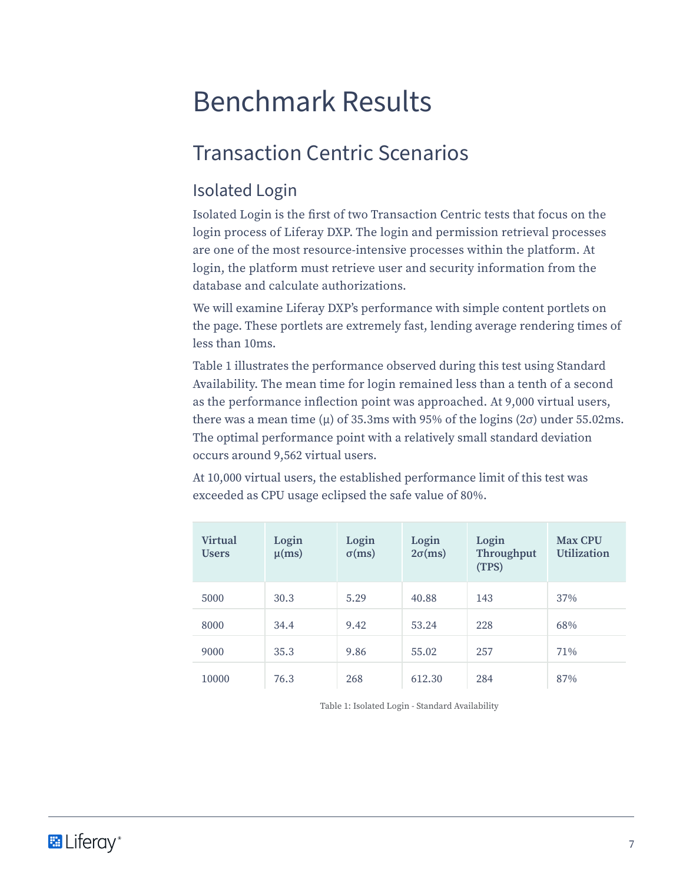# Benchmark Results

## Transaction Centric Scenarios

### Isolated Login

Isolated Login is the first of two Transaction Centric tests that focus on the login process of Liferay DXP. The login and permission retrieval processes are one of the most resource-intensive processes within the platform. At login, the platform must retrieve user and security information from the database and calculate authorizations.

We will examine Liferay DXP's performance with simple content portlets on the page. These portlets are extremely fast, lending average rendering times of less than 10ms.

Table 1 illustrates the performance observed during this test using Standard Availability. The mean time for login remained less than a tenth of a second as the performance inflection point was approached. At 9,000 virtual users, there was a mean time (μ) of 35.3ms with 95% of the logins (2σ) under 55.02ms. The optimal performance point with a relatively small standard deviation occurs around 9,562 virtual users.

At 10,000 virtual users, the established performance limit of this test was exceeded as CPU usage eclipsed the safe value of 80%.

| Virtual Users | Login μ(ms) | Login σ(ms) | Login 2σ(ms) | Login Throughput (TPS) | Max CPU Utilization |
|---|---|---|---|---|---|
| 5000 | 30.3 | 5.29 | 40.88 | 143 | 37% |
| 8000 | 34.4 | 9.42 | 53.24 | 228 | 68% |
| 9000 | 35.3 | 9.86 | 55.02 | 257 | 71% |
| 10000 | 76.3 | 268 | 612.30 | 284 | 87% |

Table 1: Isolated Login - Standard Availability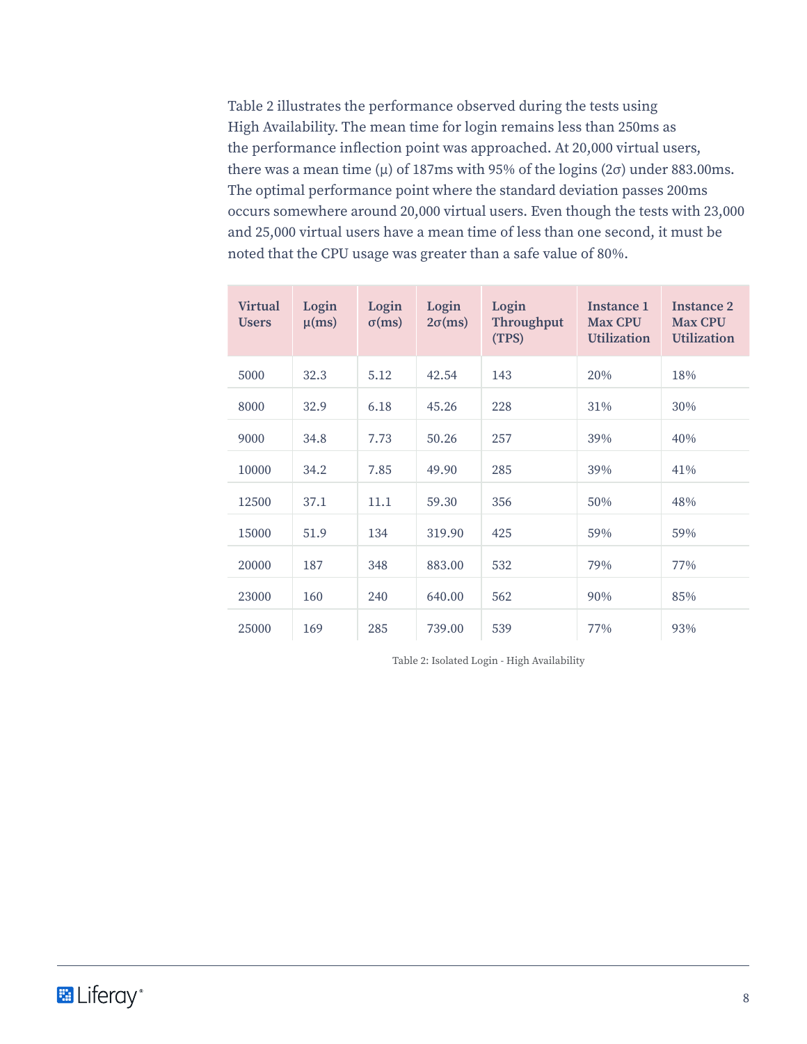Table 2 illustrates the performance observed during the tests using High Availability. The mean time for login remains less than 250ms as the performance inflection point was approached. At 20,000 virtual users, there was a mean time ($\mu$) of 187ms with 95% of the logins ($2\sigma$) under 883.00ms. The optimal performance point where the standard deviation passes 200ms occurs somewhere around 20,000 virtual users. Even though the tests with 23,000 and 25,000 virtual users have a mean time of less than one second, it must be noted that the CPU usage was greater than a safe value of 80%.

| Virtual Users | Login $\mu$(ms) | Login $\sigma$(ms) | Login $2\sigma$(ms) | Login Throughput (TPS) | Instance 1 Max CPU Utilization | Instance 2 Max CPU Utilization |
|---|---|---|---|---|---|---|
| 5000 | 32.3 | 5.12 | 42.54 | 143 | 20% | 18% |
| 8000 | 32.9 | 6.18 | 45.26 | 228 | 31% | 30% |
| 9000 | 34.8 | 7.73 | 50.26 | 257 | 39% | 40% |
| 10000 | 34.2 | 7.85 | 49.90 | 285 | 39% | 41% |
| 12500 | 37.1 | 11.1 | 59.30 | 356 | 50% | 48% |
| 15000 | 51.9 | 134 | 319.90 | 425 | 59% | 59% |
| 20000 | 187 | 348 | 883.00 | 532 | 79% | 77% |
| 23000 | 160 | 240 | 640.00 | 562 | 90% | 85% |
| 25000 | 169 | 285 | 739.00 | 539 | 77% | 93% |

Table 2: Isolated Login - High Availability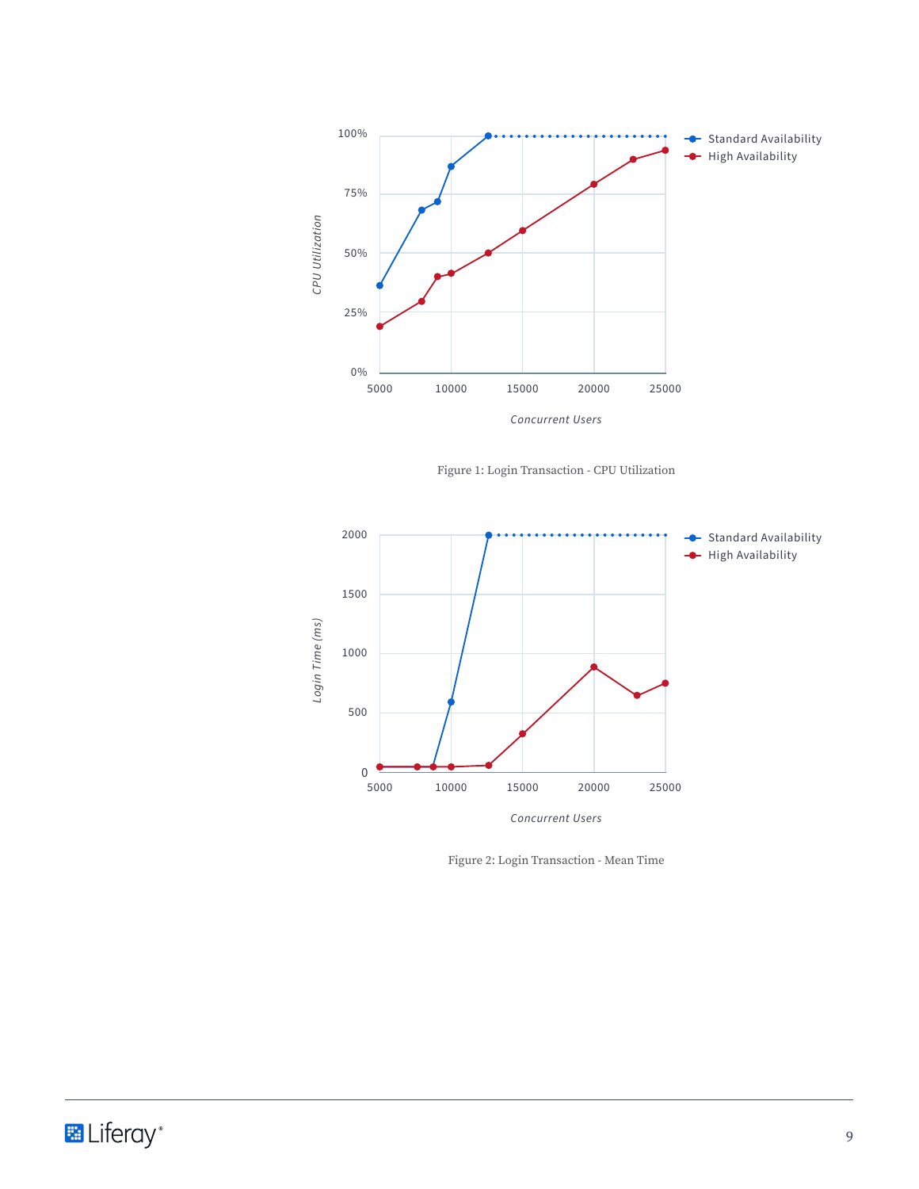Figure 1: Login Transaction - CPU Utilization

Figure 2: Login Transaction - Mean Time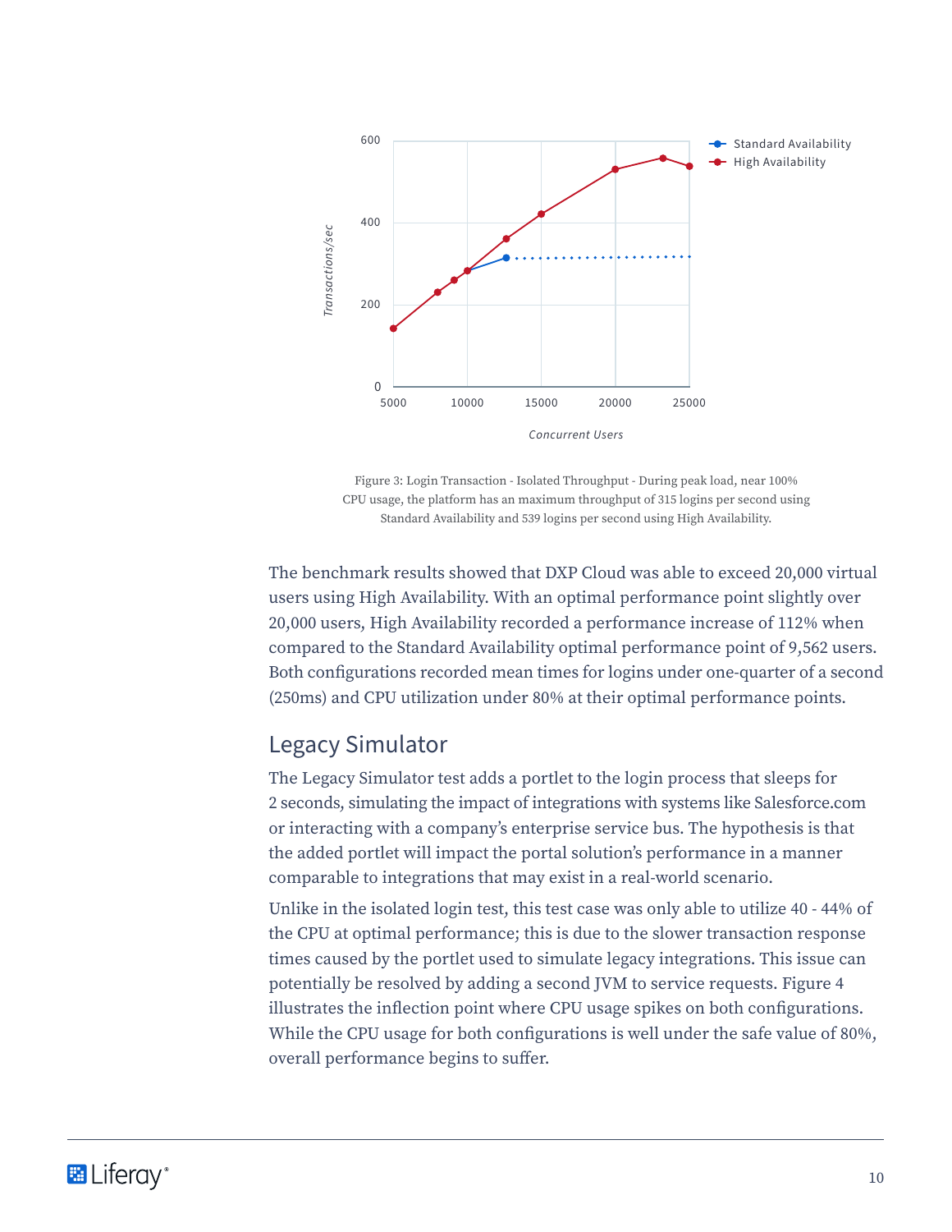Figure 3: Login Transaction - Isolated Throughput - During peak load, near 100% CPU usage, the platform has an maximum throughput of 315 logins per second using Standard Availability and 539 logins per second using High Availability.

The benchmark results showed that DXP Cloud was able to exceed 20,000 virtual users using High Availability. With an optimal performance point slightly over 20,000 users, High Availability recorded a performance increase of 112% when compared to the Standard Availability optimal performance point of 9,562 users. Both configurations recorded mean times for logins under one-quarter of a second (250ms) and CPU utilization under 80% at their optimal performance points.

## Legacy Simulator

The Legacy Simulator test adds a portlet to the login process that sleeps for 2 seconds, simulating the impact of integrations with systems like Salesforce.com or interacting with a company's enterprise service bus. The hypothesis is that the added portlet will impact the portal solution's performance in a manner comparable to integrations that may exist in a real-world scenario.

Unlike in the isolated login test, this test case was only able to utilize 40 - 44% of the CPU at optimal performance; this is due to the slower transaction response times caused by the portlet used to simulate legacy integrations. This issue can potentially be resolved by adding a second JVM to service requests. Figure 4 illustrates the inflection point where CPU usage spikes on both configurations. While the CPU usage for both configurations is well under the safe value of 80%, overall performance begins to suffer.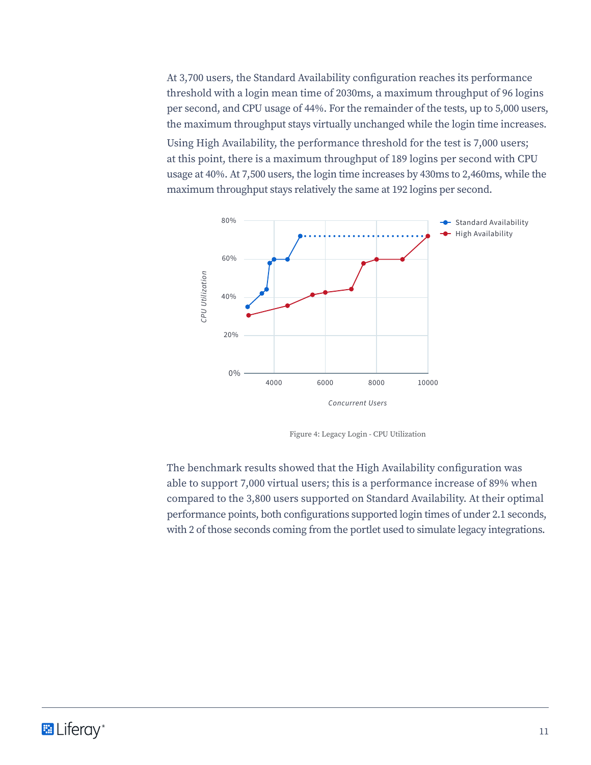At 3,700 users, the Standard Availability configuration reaches its performance threshold with a login mean time of 2030ms, a maximum throughput of 96 logins per second, and CPU usage of 44%. For the remainder of the tests, up to 5,000 users, the maximum throughput stays virtually unchanged while the login time increases.

Using High Availability, the performance threshold for the test is 7,000 users; at this point, there is a maximum throughput of 189 logins per second with CPU usage at 40%. At 7,500 users, the login time increases by 430ms to 2,460ms, while the maximum throughput stays relatively the same at 192 logins per second.

Figure 4: Legacy Login - CPU Utilization

The benchmark results showed that the High Availability configuration was able to support 7,000 virtual users; this is a performance increase of 89% when compared to the 3,800 users supported on Standard Availability. At their optimal performance points, both configurations supported login times of under 2.1 seconds, with 2 of those seconds coming from the portlet used to simulate legacy integrations.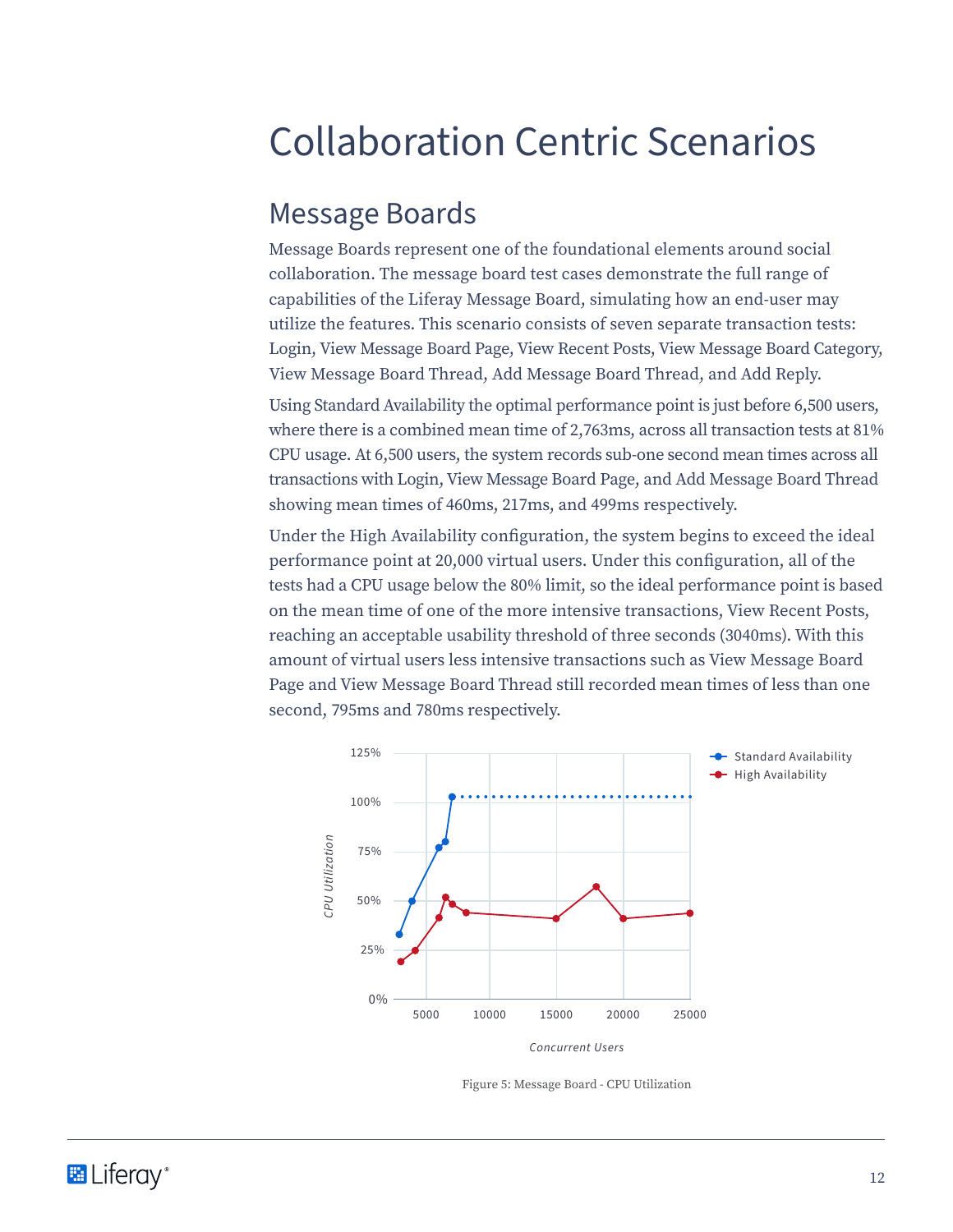# Collaboration Centric Scenarios

## Message Boards

Message Boards represent one of the foundational elements around social collaboration. The message board test cases demonstrate the full range of capabilities of the Liferay Message Board, simulating how an end-user may utilize the features. This scenario consists of seven separate transaction tests: Login, View Message Board Page, View Recent Posts, View Message Board Category, View Message Board Thread, Add Message Board Thread, and Add Reply.

Using Standard Availability the optimal performance point is just before 6,500 users, where there is a combined mean time of 2,763ms, across all transaction tests at 81% CPU usage. At 6,500 users, the system records sub-one second mean times across all transactions with Login, View Message Board Page, and Add Message Board Thread showing mean times of 460ms, 217ms, and 499ms respectively.

Under the High Availability configuration, the system begins to exceed the ideal performance point at 20,000 virtual users. Under this configuration, all of the tests had a CPU usage below the 80% limit, so the ideal performance point is based on the mean time of one of the more intensive transactions, View Recent Posts, reaching an acceptable usability threshold of three seconds (3040ms). With this amount of virtual users less intensive transactions such as View Message Board Page and View Message Board Thread still recorded mean times of less than one second, 795ms and 780ms respectively.

Figure 5: Message Board - CPU Utilization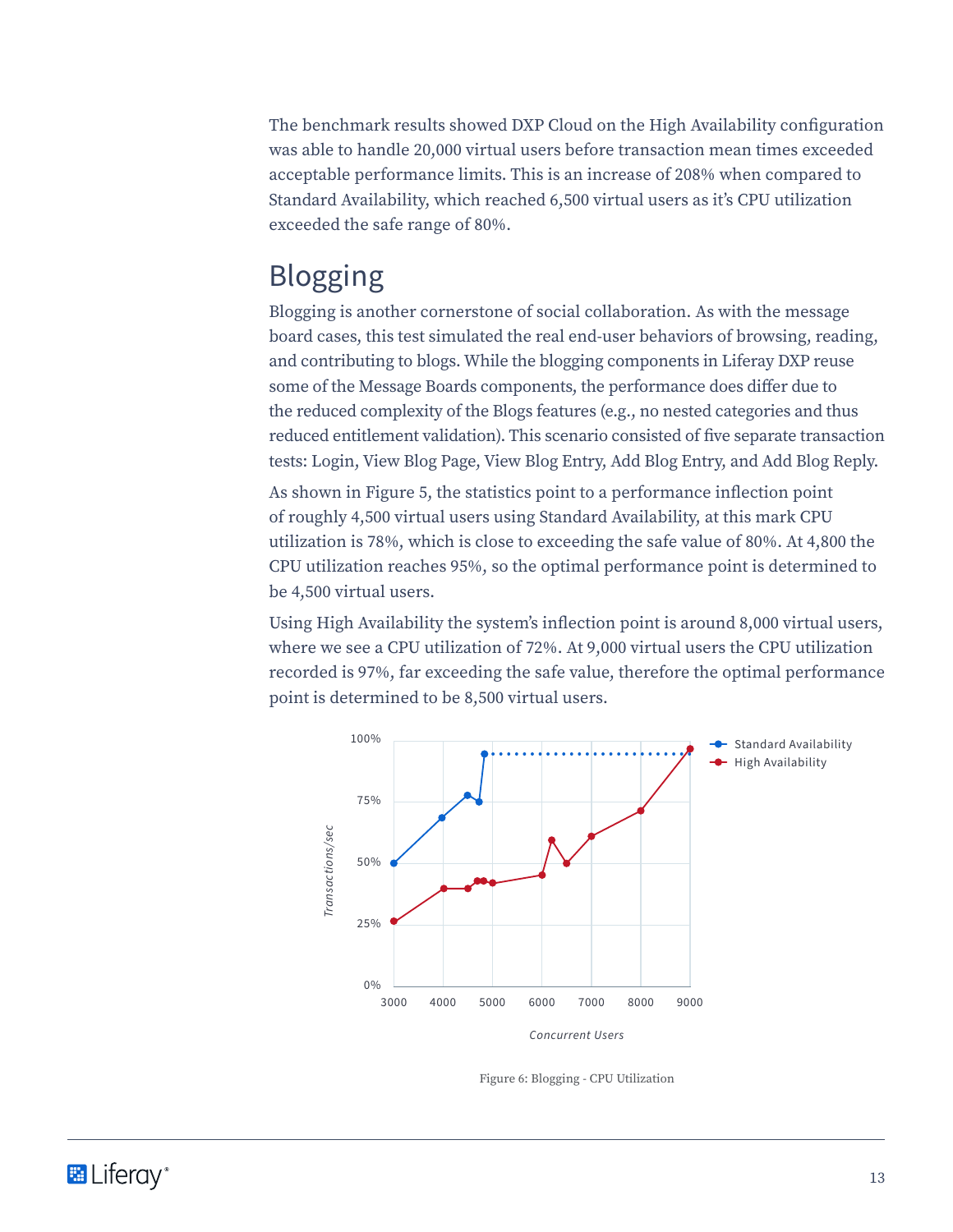The benchmark results showed DXP Cloud on the High Availability configuration was able to handle 20,000 virtual users before transaction mean times exceeded acceptable performance limits. This is an increase of 208% when compared to Standard Availability, which reached 6,500 virtual users as it's CPU utilization exceeded the safe range of 80%.

## Blogging

Blogging is another cornerstone of social collaboration. As with the message board cases, this test simulated the real end-user behaviors of browsing, reading, and contributing to blogs. While the blogging components in Liferay DXP reuse some of the Message Boards components, the performance does differ due to the reduced complexity of the Blogs features (e.g., no nested categories and thus reduced entitlement validation). This scenario consisted of five separate transaction tests: Login, View Blog Page, View Blog Entry, Add Blog Entry, and Add Blog Reply.

As shown in Figure 5, the statistics point to a performance inflection point of roughly 4,500 virtual users using Standard Availability, at this mark CPU utilization is 78%, which is close to exceeding the safe value of 80%. At 4,800 the CPU utilization reaches 95%, so the optimal performance point is determined to be 4,500 virtual users.

Using High Availability the system's inflection point is around 8,000 virtual users, where we see a CPU utilization of 72%. At 9,000 virtual users the CPU utilization recorded is 97%, far exceeding the safe value, therefore the optimal performance point is determined to be 8,500 virtual users.

Figure 6: Blogging - CPU Utilization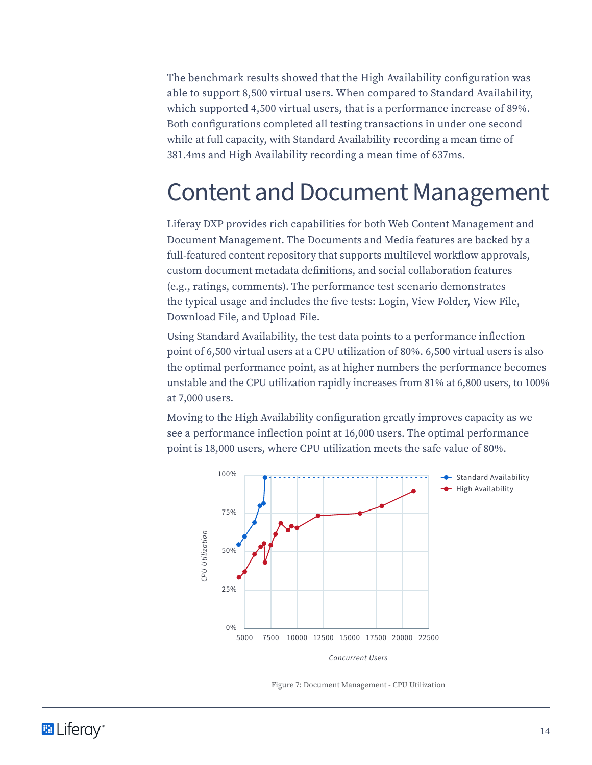The benchmark results showed that the High Availability configuration was able to support 8,500 virtual users. When compared to Standard Availability, which supported 4,500 virtual users, that is a performance increase of 89%. Both configurations completed all testing transactions in under one second while at full capacity, with Standard Availability recording a mean time of 381.4ms and High Availability recording a mean time of 637ms.

# Content and Document Management

Liferay DXP provides rich capabilities for both Web Content Management and Document Management. The Documents and Media features are backed by a full-featured content repository that supports multilevel workflow approvals, custom document metadata definitions, and social collaboration features (e.g., ratings, comments). The performance test scenario demonstrates the typical usage and includes the five tests: Login, View Folder, View File, Download File, and Upload File.

Using Standard Availability, the test data points to a performance inflection point of 6,500 virtual users at a CPU utilization of 80%. 6,500 virtual users is also the optimal performance point, as at higher numbers the performance becomes unstable and the CPU utilization rapidly increases from 81% at 6,800 users, to 100% at 7,000 users.

Moving to the High Availability configuration greatly improves capacity as we see a performance inflection point at 16,000 users. The optimal performance point is 18,000 users, where CPU utilization meets the safe value of 80%.

Figure 7: Document Management - CPU Utilization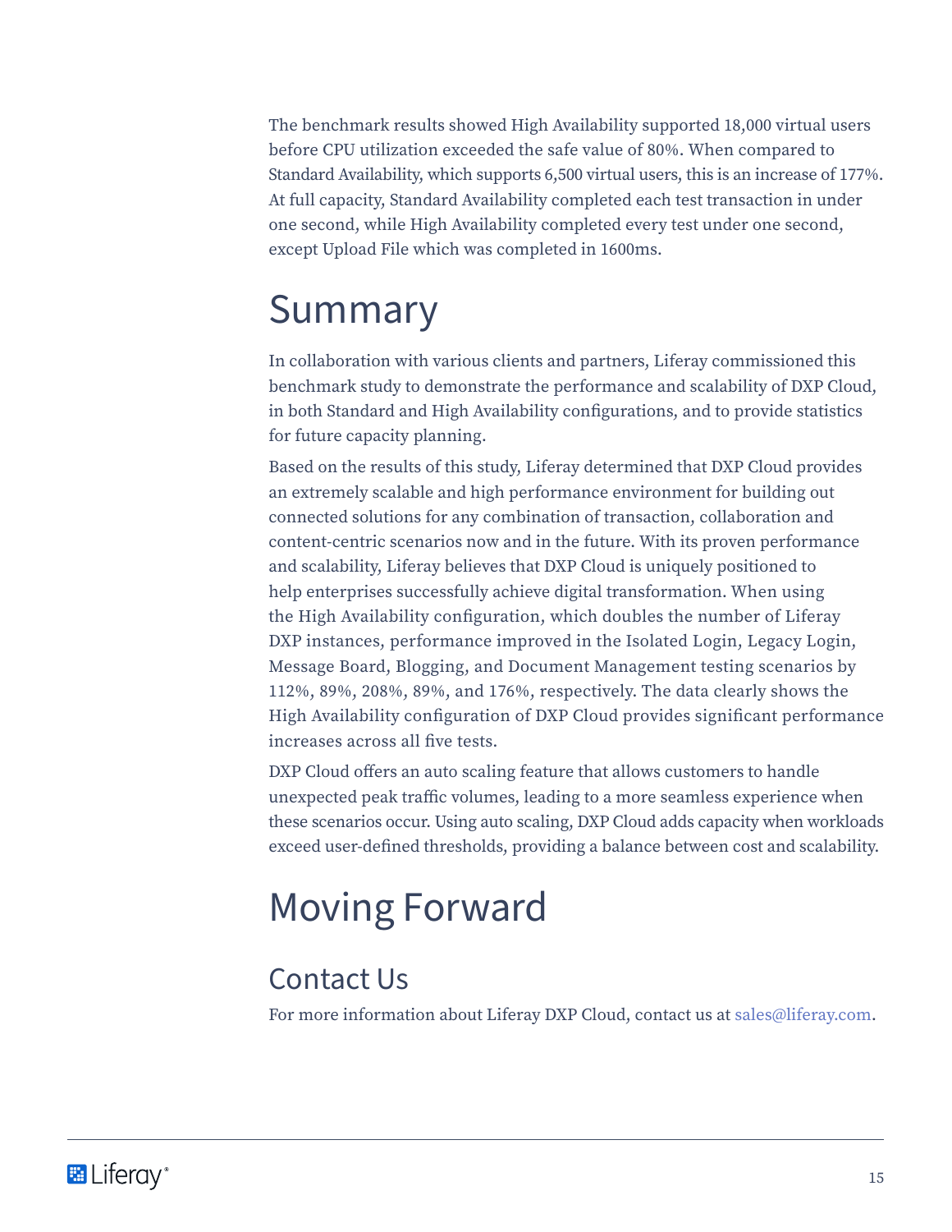The benchmark results showed High Availability supported 18,000 virtual users before CPU utilization exceeded the safe value of 80%. When compared to Standard Availability, which supports 6,500 virtual users, this is an increase of 177%. At full capacity, Standard Availability completed each test transaction in under one second, while High Availability completed every test under one second, except Upload File which was completed in 1600ms.

# Summary

In collaboration with various clients and partners, Liferay commissioned this benchmark study to demonstrate the performance and scalability of DXP Cloud, in both Standard and High Availability configurations, and to provide statistics for future capacity planning.

Based on the results of this study, Liferay determined that DXP Cloud provides an extremely scalable and high performance environment for building out connected solutions for any combination of transaction, collaboration and content-centric scenarios now and in the future. With its proven performance and scalability, Liferay believes that DXP Cloud is uniquely positioned to help enterprises successfully achieve digital transformation. When using the High Availability configuration, which doubles the number of Liferay DXP instances, performance improved in the Isolated Login, Legacy Login, Message Board, Blogging, and Document Management testing scenarios by 112%, 89%, 208%, 89%, and 176%, respectively. The data clearly shows the High Availability configuration of DXP Cloud provides significant performance increases across all five tests.

DXP Cloud offers an auto scaling feature that allows customers to handle unexpected peak traffic volumes, leading to a more seamless experience when these scenarios occur. Using auto scaling, DXP Cloud adds capacity when workloads exceed user-defined thresholds, providing a balance between cost and scalability.

# Moving Forward

## Contact Us

For more information about Liferay DXP Cloud, contact us at sales@liferay.com.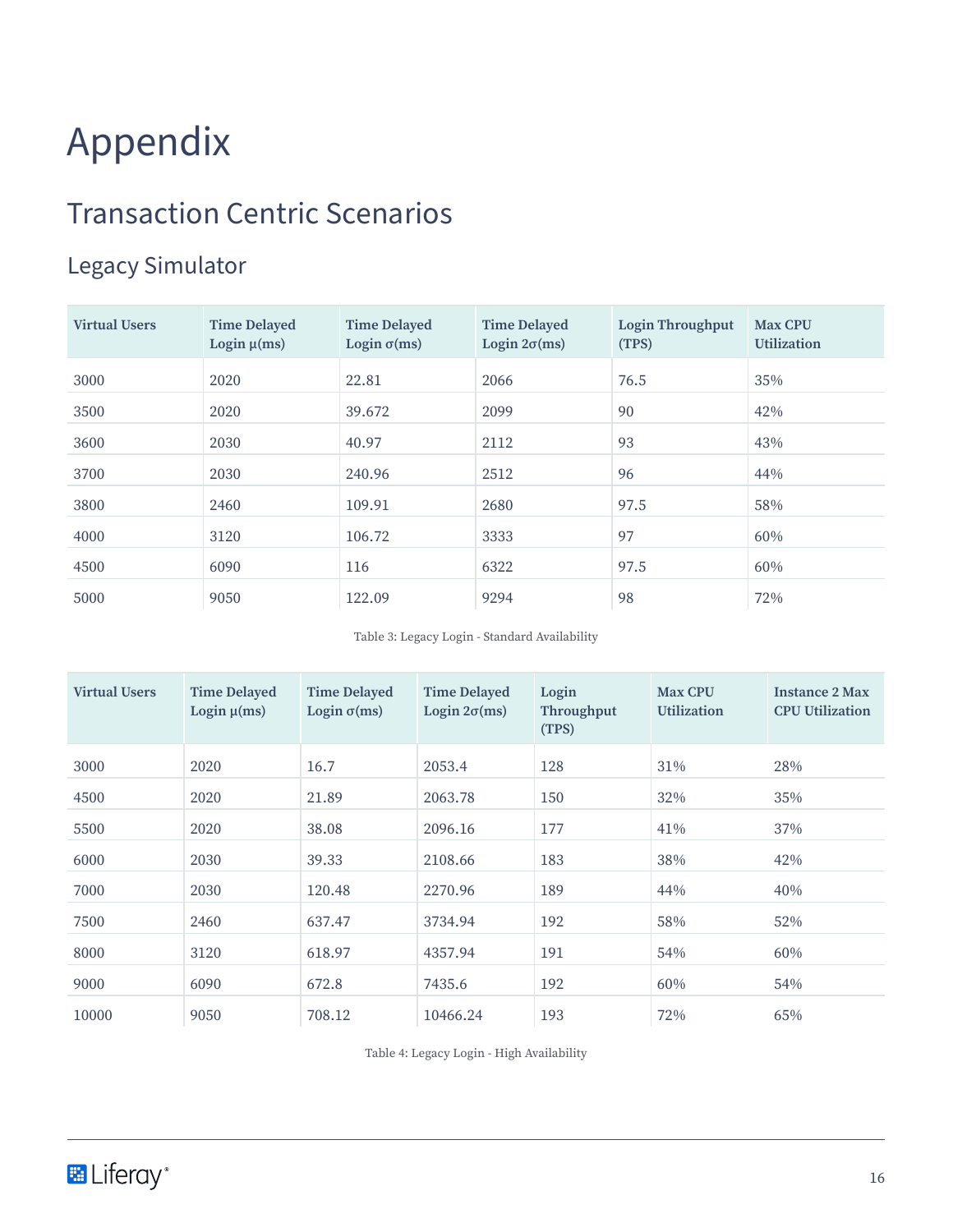# Appendix

## Transaction Centric Scenarios

### Legacy Simulator

| Virtual Users | Time Delayed Login μ(ms) | Time Delayed Login σ(ms) | Time Delayed Login 2σ(ms) | Login Throughput (TPS) | Max CPU Utilization |
|---|---|---|---|---|---|
| 3000 | 2020 | 22.81 | 2066 | 76.5 | 35% |
| 3500 | 2020 | 39.672 | 2099 | 90 | 42% |
| 3600 | 2030 | 40.97 | 2112 | 93 | 43% |
| 3700 | 2030 | 240.96 | 2512 | 96 | 44% |
| 3800 | 2460 | 109.91 | 2680 | 97.5 | 58% |
| 4000 | 3120 | 106.72 | 3333 | 97 | 60% |
| 4500 | 6090 | 116 | 6322 | 97.5 | 60% |
| 5000 | 9050 | 122.09 | 9294 | 98 | 72% |

Table 3: Legacy Login - Standard Availability

| Virtual Users | Time Delayed Login μ(ms) | Time Delayed Login σ(ms) | Time Delayed Login 2σ(ms) | Login Throughput (TPS) | Max CPU Utilization | Instance 2 Max CPU Utilization |
|---|---|---|---|---|---|---|
| 3000 | 2020 | 16.7 | 2053.4 | 128 | 31% | 28% |
| 4500 | 2020 | 21.89 | 2063.78 | 150 | 32% | 35% |
| 5500 | 2020 | 38.08 | 2096.16 | 177 | 41% | 37% |
| 6000 | 2030 | 39.33 | 2108.66 | 183 | 38% | 42% |
| 7000 | 2030 | 120.48 | 2270.96 | 189 | 44% | 40% |
| 7500 | 2460 | 637.47 | 3734.94 | 192 | 58% | 52% |
| 8000 | 3120 | 618.97 | 4357.94 | 191 | 54% | 60% |
| 9000 | 6090 | 672.8 | 7435.6 | 192 | 60% | 54% |
| 10000 | 9050 | 708.12 | 10466.24 | 193 | 72% | 65% |

Table 4: Legacy Login - High Availability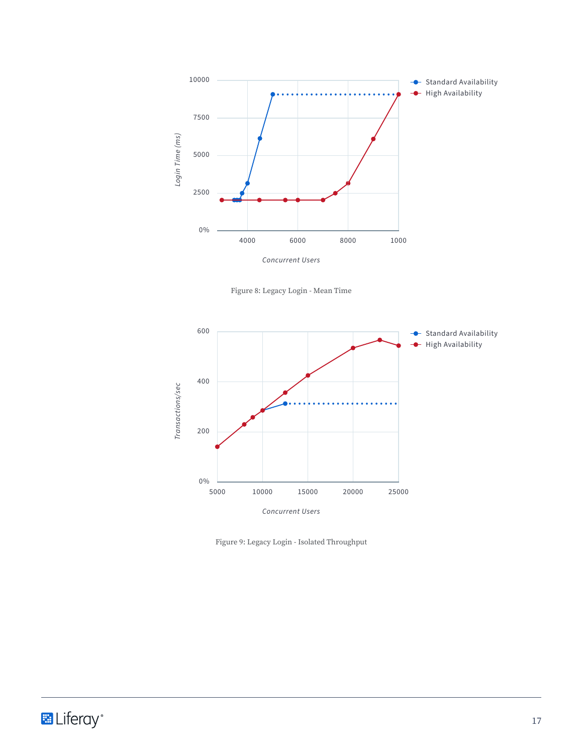Figure 8: Legacy Login - Mean Time

Figure 9: Legacy Login - Isolated Throughput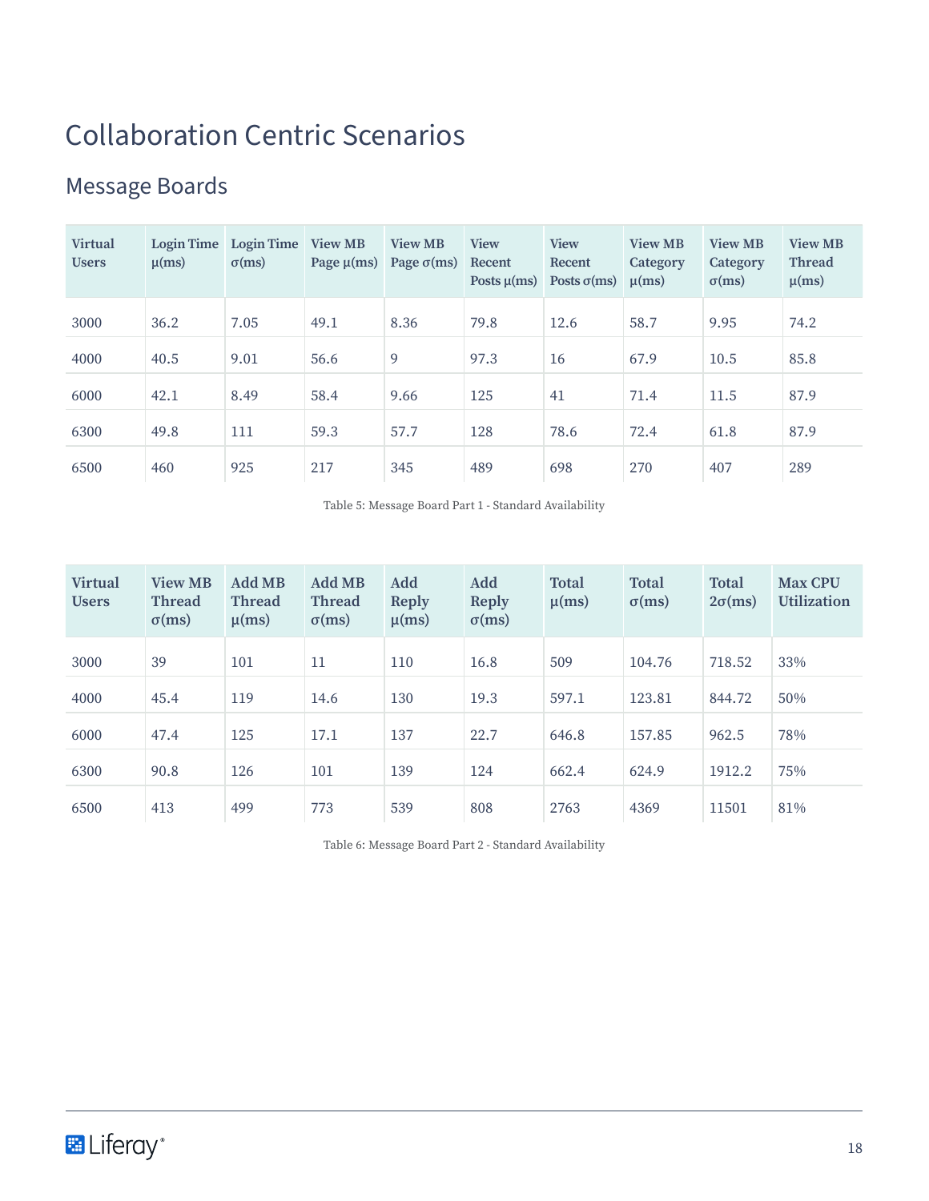# Collaboration Centric Scenarios

## Message Boards

| Virtual Users | Login Time μ(ms) | Login Time σ(ms) | View MB Page μ(ms) | View MB Page σ(ms) | View Recent Posts μ(ms) | View Recent Posts σ(ms) | View MB Category μ(ms) | View MB Category σ(ms) | View MB Thread μ(ms) |
|---|---|---|---|---|---|---|---|---|---|
| 3000 | 36.2 | 7.05 | 49.1 | 8.36 | 79.8 | 12.6 | 58.7 | 9.95 | 74.2 |
| 4000 | 40.5 | 9.01 | 56.6 | 9 | 97.3 | 16 | 67.9 | 10.5 | 85.8 |
| 6000 | 42.1 | 8.49 | 58.4 | 9.66 | 125 | 41 | 71.4 | 11.5 | 87.9 |
| 6300 | 49.8 | 111 | 59.3 | 57.7 | 128 | 78.6 | 72.4 | 61.8 | 87.9 |
| 6500 | 460 | 925 | 217 | 345 | 489 | 698 | 270 | 407 | 289 |

Table 5: Message Board Part 1 - Standard Availability

| Virtual Users | View MB Thread σ(ms) | Add MB Thread μ(ms) | Add MB Thread σ(ms) | Add Reply μ(ms) | Add Reply σ(ms) | Total μ(ms) | Total σ(ms) | Total 2σ(ms) | Max CPU Utilization |
|---|---|---|---|---|---|---|---|---|---|
| 3000 | 39 | 101 | 11 | 110 | 16.8 | 509 | 104.76 | 718.52 | 33% |
| 4000 | 45.4 | 119 | 14.6 | 130 | 19.3 | 597.1 | 123.81 | 844.72 | 50% |
| 6000 | 47.4 | 125 | 17.1 | 137 | 22.7 | 646.8 | 157.85 | 962.5 | 78% |
| 6300 | 90.8 | 126 | 101 | 139 | 124 | 662.4 | 624.9 | 1912.2 | 75% |
| 6500 | 413 | 499 | 773 | 539 | 808 | 2763 | 4369 | 11501 | 81% |

Table 6: Message Board Part 2 - Standard Availability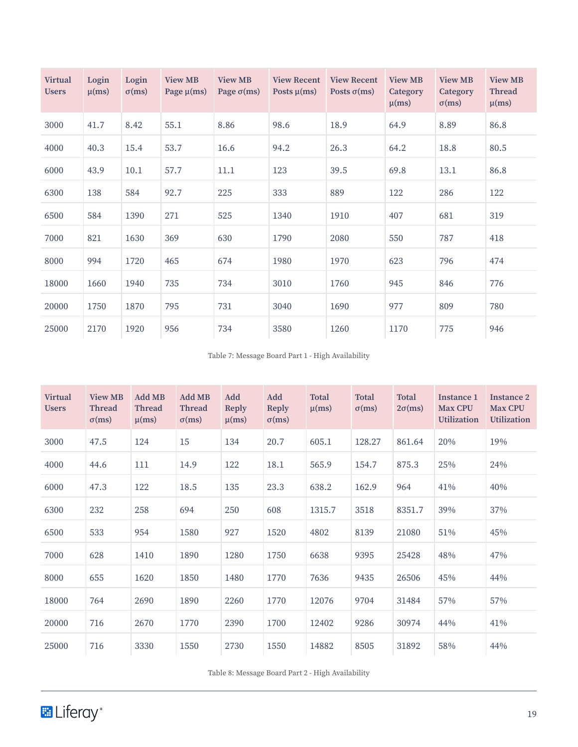| Virtual Users | Login µ(ms) | Login σ(ms) | View MB Page µ(ms) | View MB Page σ(ms) | View Recent Posts µ(ms) | View Recent Posts σ(ms) | View MB Category µ(ms) | View MB Category σ(ms) | View MB Thread µ(ms) |
|---|---|---|---|---|---|---|---|---|---|
| 3000 | 41.7 | 8.42 | 55.1 | 8.86 | 98.6 | 18.9 | 64.9 | 8.89 | 86.8 |
| 4000 | 40.3 | 15.4 | 53.7 | 16.6 | 94.2 | 26.3 | 64.2 | 18.8 | 80.5 |
| 6000 | 43.9 | 10.1 | 57.7 | 11.1 | 123 | 39.5 | 69.8 | 13.1 | 86.8 |
| 6300 | 138 | 584 | 92.7 | 225 | 333 | 889 | 122 | 286 | 122 |
| 6500 | 584 | 1390 | 271 | 525 | 1340 | 1910 | 407 | 681 | 319 |
| 7000 | 821 | 1630 | 369 | 630 | 1790 | 2080 | 550 | 787 | 418 |
| 8000 | 994 | 1720 | 465 | 674 | 1980 | 1970 | 623 | 796 | 474 |
| 18000 | 1660 | 1940 | 735 | 734 | 3010 | 1760 | 945 | 846 | 776 |
| 20000 | 1750 | 1870 | 795 | 731 | 3040 | 1690 | 977 | 809 | 780 |
| 25000 | 2170 | 1920 | 956 | 734 | 3580 | 1260 | 1170 | 775 | 946 |

Table 7: Message Board Part 1 - High Availability

| Virtual Users | View MB Thread σ(ms) | Add MB Thread µ(ms) | Add MB Thread σ(ms) | Add Reply µ(ms) | Add Reply σ(ms) | Total µ(ms) | Total σ(ms) | Total 2σ(ms) | Instance 1 Max CPU Utilization | Instance 2 Max CPU Utilization |
|---|---|---|---|---|---|---|---|---|---|---|
| 3000 | 47.5 | 124 | 15 | 134 | 20.7 | 605.1 | 128.27 | 861.64 | 20% | 19% |
| 4000 | 44.6 | 111 | 14.9 | 122 | 18.1 | 565.9 | 154.7 | 875.3 | 25% | 24% |
| 6000 | 47.3 | 122 | 18.5 | 135 | 23.3 | 638.2 | 162.9 | 964 | 41% | 40% |
| 6300 | 232 | 258 | 694 | 250 | 608 | 1315.7 | 3518 | 8351.7 | 39% | 37% |
| 6500 | 533 | 954 | 1580 | 927 | 1520 | 4802 | 8139 | 21080 | 51% | 45% |
| 7000 | 628 | 1410 | 1890 | 1280 | 1750 | 6638 | 9395 | 25428 | 48% | 47% |
| 8000 | 655 | 1620 | 1850 | 1480 | 1770 | 7636 | 9435 | 26506 | 45% | 44% |
| 18000 | 764 | 2690 | 1890 | 2260 | 1770 | 12076 | 9704 | 31484 | 57% | 57% |
| 20000 | 716 | 2670 | 1770 | 2390 | 1700 | 12402 | 9286 | 30974 | 44% | 41% |
| 25000 | 716 | 3330 | 1550 | 2730 | 1550 | 14882 | 8505 | 31892 | 58% | 44% |

Table 8: Message Board Part 2 - High Availability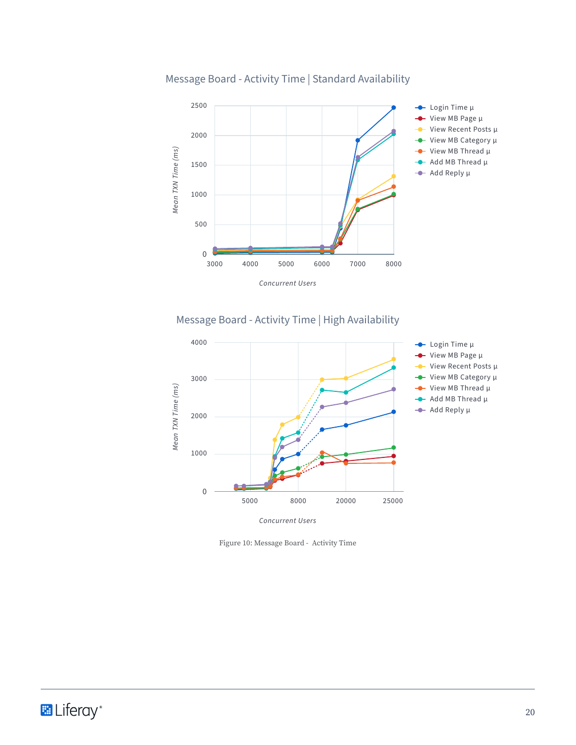Message Board - Activity Time | Standard Availability

Message Board - Activity Time | High Availability

Figure 10: Message Board - Activity Time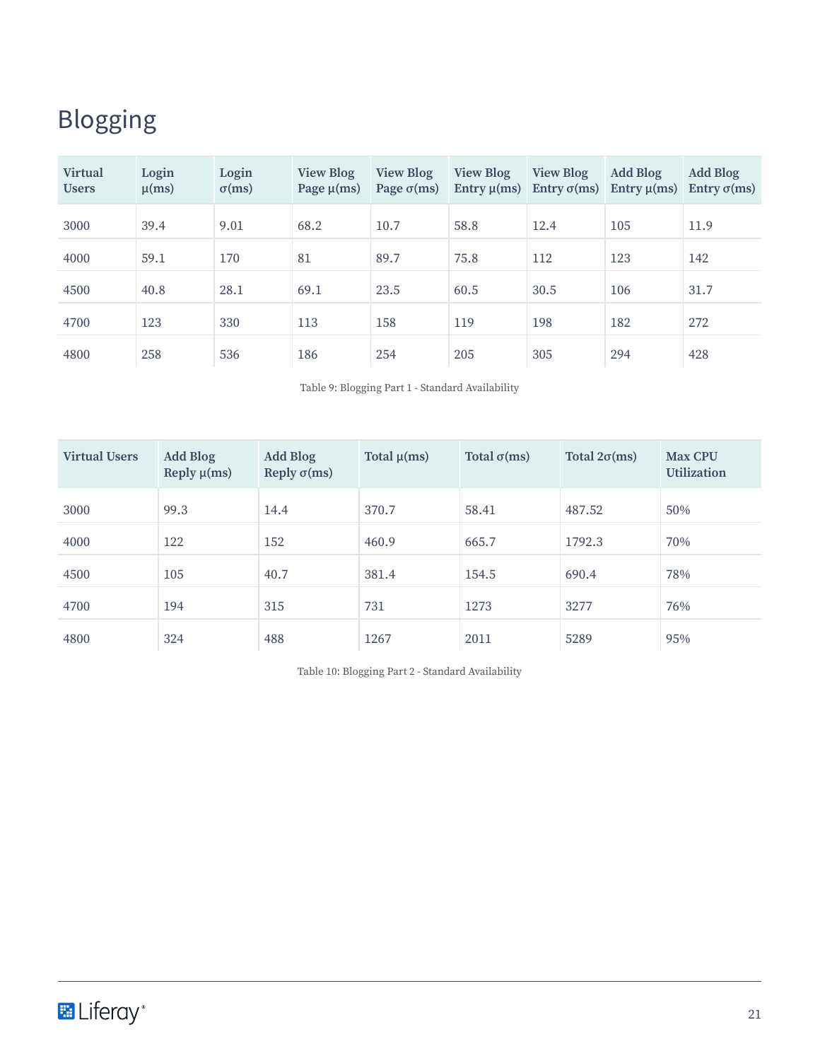# Blogging

| Virtual Users | Login μ(ms) | Login σ(ms) | View Blog Page μ(ms) | View Blog Page σ(ms) | View Blog Entry μ(ms) | View Blog Entry σ(ms) | Add Blog Entry μ(ms) | Add Blog Entry σ(ms) |
|---|---|---|---|---|---|---|---|---|
| 3000 | 39.4 | 9.01 | 68.2 | 10.7 | 58.8 | 12.4 | 105 | 11.9 |
| 4000 | 59.1 | 170 | 81 | 89.7 | 75.8 | 112 | 123 | 142 |
| 4500 | 40.8 | 28.1 | 69.1 | 23.5 | 60.5 | 30.5 | 106 | 31.7 |
| 4700 | 123 | 330 | 113 | 158 | 119 | 198 | 182 | 272 |
| 4800 | 258 | 536 | 186 | 254 | 205 | 305 | 294 | 428 |

Table 9: Blogging Part 1 - Standard Availability

| Virtual Users | Add Blog Reply μ(ms) | Add Blog Reply σ(ms) | Total μ(ms) | Total σ(ms) | Total 2σ(ms) | Max CPU Utilization |
|---|---|---|---|---|---|---|
| 3000 | 99.3 | 14.4 | 370.7 | 58.41 | 487.52 | 50% |
| 4000 | 122 | 152 | 460.9 | 665.7 | 1792.3 | 70% |
| 4500 | 105 | 40.7 | 381.4 | 154.5 | 690.4 | 78% |
| 4700 | 194 | 315 | 731 | 1273 | 3277 | 76% |
| 4800 | 324 | 488 | 1267 | 2011 | 5289 | 95% |

Table 10: Blogging Part 2 - Standard Availability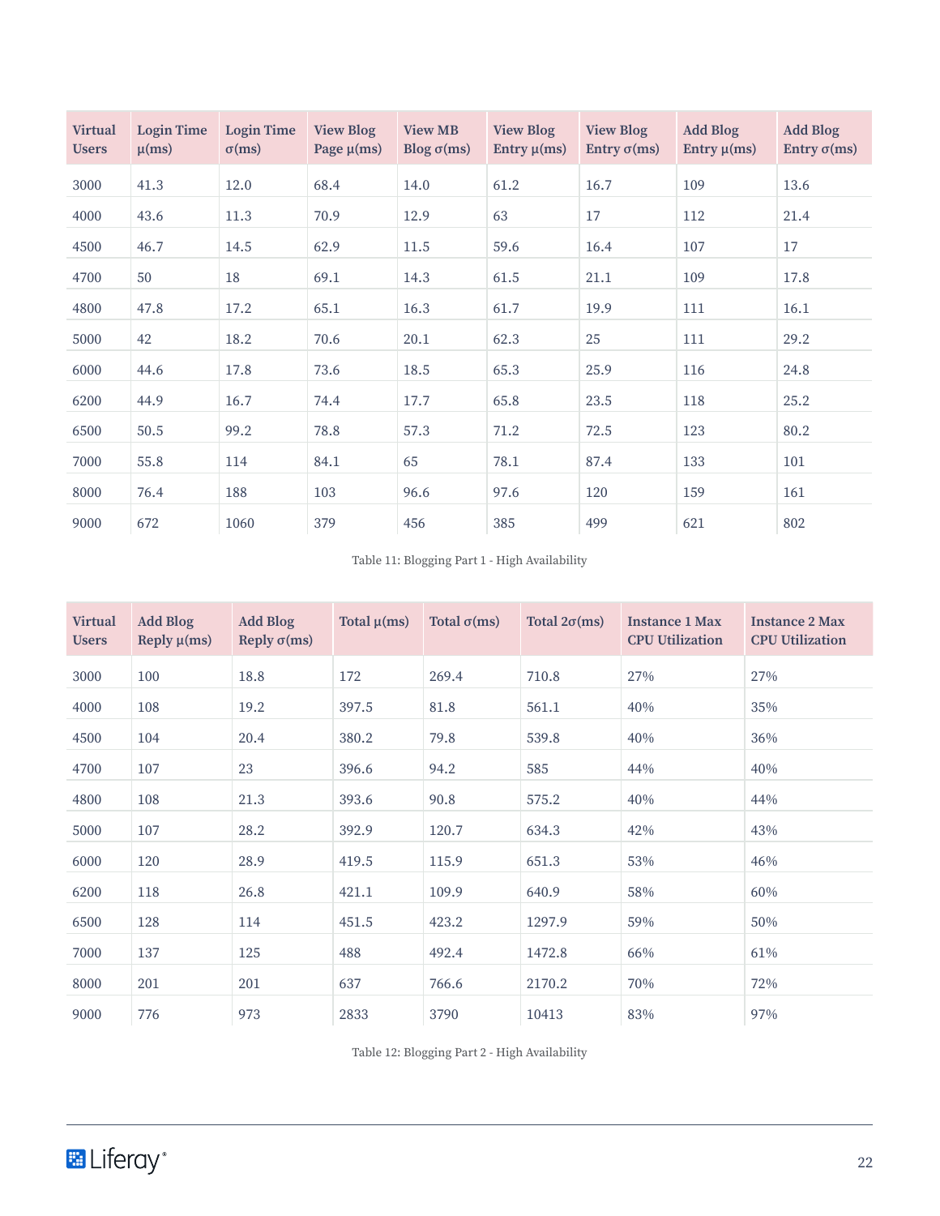| Virtual Users | Login Time µ(ms) | Login Time σ(ms) | View Blog Page µ(ms) | View MB Blog σ(ms) | View Blog Entry µ(ms) | View Blog Entry σ(ms) | Add Blog Entry µ(ms) | Add Blog Entry σ(ms) |
|---|---|---|---|---|---|---|---|---|
| 3000 | 41.3 | 12.0 | 68.4 | 14.0 | 61.2 | 16.7 | 109 | 13.6 |
| 4000 | 43.6 | 11.3 | 70.9 | 12.9 | 63 | 17 | 112 | 21.4 |
| 4500 | 46.7 | 14.5 | 62.9 | 11.5 | 59.6 | 16.4 | 107 | 17 |
| 4700 | 50 | 18 | 69.1 | 14.3 | 61.5 | 21.1 | 109 | 17.8 |
| 4800 | 47.8 | 17.2 | 65.1 | 16.3 | 61.7 | 19.9 | 111 | 16.1 |
| 5000 | 42 | 18.2 | 70.6 | 20.1 | 62.3 | 25 | 111 | 29.2 |
| 6000 | 44.6 | 17.8 | 73.6 | 18.5 | 65.3 | 25.9 | 116 | 24.8 |
| 6200 | 44.9 | 16.7 | 74.4 | 17.7 | 65.8 | 23.5 | 118 | 25.2 |
| 6500 | 50.5 | 99.2 | 78.8 | 57.3 | 71.2 | 72.5 | 123 | 80.2 |
| 7000 | 55.8 | 114 | 84.1 | 65 | 78.1 | 87.4 | 133 | 101 |
| 8000 | 76.4 | 188 | 103 | 96.6 | 97.6 | 120 | 159 | 161 |
| 9000 | 672 | 1060 | 379 | 456 | 385 | 499 | 621 | 802 |

Table 11: Blogging Part 1 - High Availability

| Virtual Users | Add Blog Reply µ(ms) | Add Blog Reply σ(ms) | Total µ(ms) | Total σ(ms) | Total 2σ(ms) | Instance 1 Max CPU Utilization | Instance 2 Max CPU Utilization |
|---|---|---|---|---|---|---|---|
| 3000 | 100 | 18.8 | 172 | 269.4 | 710.8 | 27% | 27% |
| 4000 | 108 | 19.2 | 397.5 | 81.8 | 561.1 | 40% | 35% |
| 4500 | 104 | 20.4 | 380.2 | 79.8 | 539.8 | 40% | 36% |
| 4700 | 107 | 23 | 396.6 | 94.2 | 585 | 44% | 40% |
| 4800 | 108 | 21.3 | 393.6 | 90.8 | 575.2 | 40% | 44% |
| 5000 | 107 | 28.2 | 392.9 | 120.7 | 634.3 | 42% | 43% |
| 6000 | 120 | 28.9 | 419.5 | 115.9 | 651.3 | 53% | 46% |
| 6200 | 118 | 26.8 | 421.1 | 109.9 | 640.9 | 58% | 60% |
| 6500 | 128 | 114 | 451.5 | 423.2 | 1297.9 | 59% | 50% |
| 7000 | 137 | 125 | 488 | 492.4 | 1472.8 | 66% | 61% |
| 8000 | 201 | 201 | 637 | 766.6 | 2170.2 | 70% | 72% |
| 9000 | 776 | 973 | 2833 | 3790 | 10413 | 83% | 97% |

Table 12: Blogging Part 2 - High Availability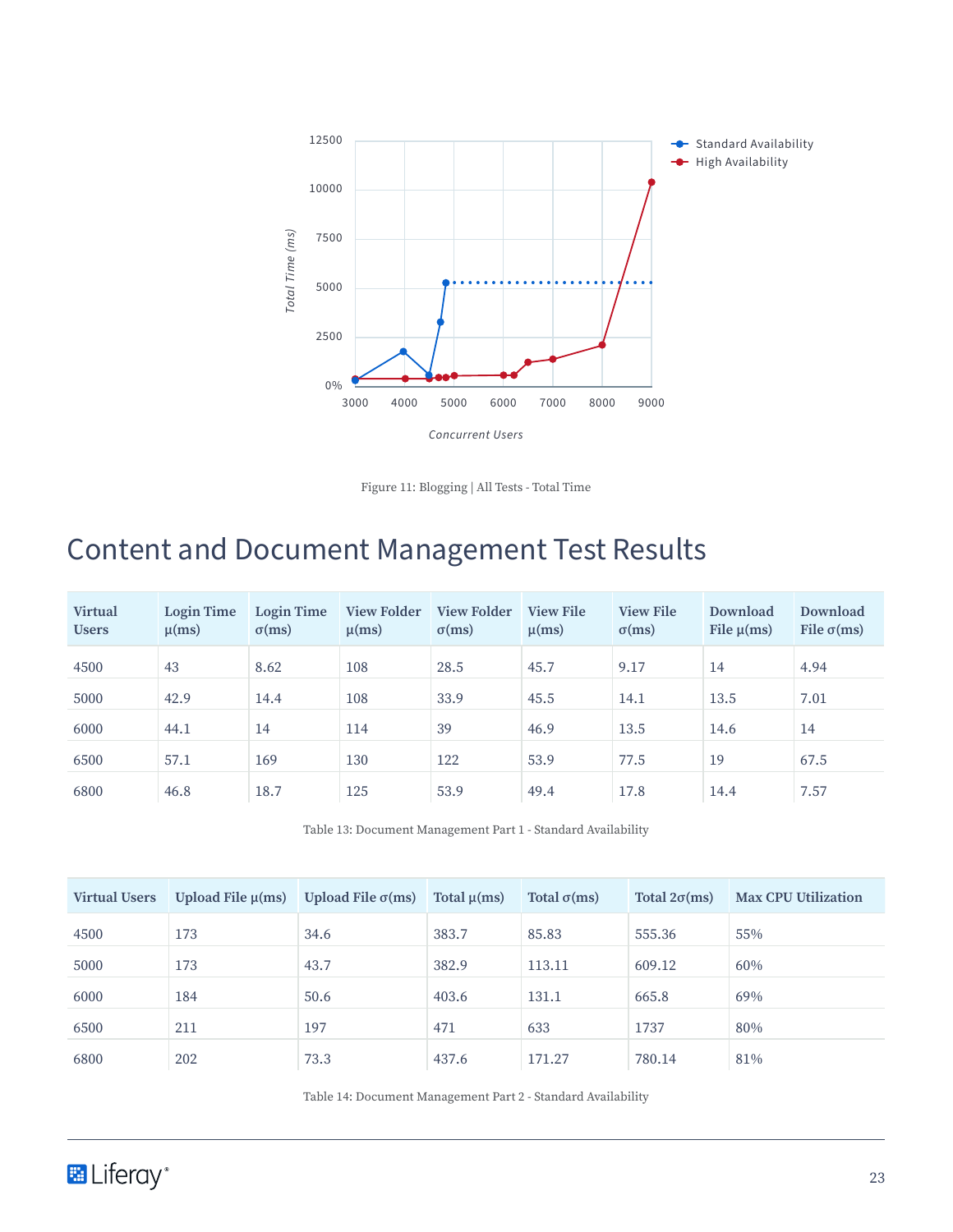Figure 11: Blogging | All Tests - Total Time

# Content and Document Management Test Results

| Virtual Users | Login Time μ(ms) | Login Time σ(ms) | View Folder μ(ms) | View Folder σ(ms) | View File μ(ms) | View File σ(ms) | Download File μ(ms) | Download File σ(ms) |
|---|---|---|---|---|---|---|---|---|
| 4500 | 43 | 8.62 | 108 | 28.5 | 45.7 | 9.17 | 14 | 4.94 |
| 5000 | 42.9 | 14.4 | 108 | 33.9 | 45.5 | 14.1 | 13.5 | 7.01 |
| 6000 | 44.1 | 14 | 114 | 39 | 46.9 | 13.5 | 14.6 | 14 |
| 6500 | 57.1 | 169 | 130 | 122 | 53.9 | 77.5 | 19 | 67.5 |
| 6800 | 46.8 | 18.7 | 125 | 53.9 | 49.4 | 17.8 | 14.4 | 7.57 |

Table 13: Document Management Part 1 - Standard Availability

| Virtual Users | Upload File μ(ms) | Upload File σ(ms) | Total μ(ms) | Total σ(ms) | Total 2σ(ms) | Max CPU Utilization |
|---|---|---|---|---|---|---|
| 4500 | 173 | 34.6 | 383.7 | 85.83 | 555.36 | 55% |
| 5000 | 173 | 43.7 | 382.9 | 113.11 | 609.12 | 60% |
| 6000 | 184 | 50.6 | 403.6 | 131.1 | 665.8 | 69% |
| 6500 | 211 | 197 | 471 | 633 | 1737 | 80% |
| 6800 | 202 | 73.3 | 437.6 | 171.27 | 780.14 | 81% |

Table 14: Document Management Part 2 - Standard Availability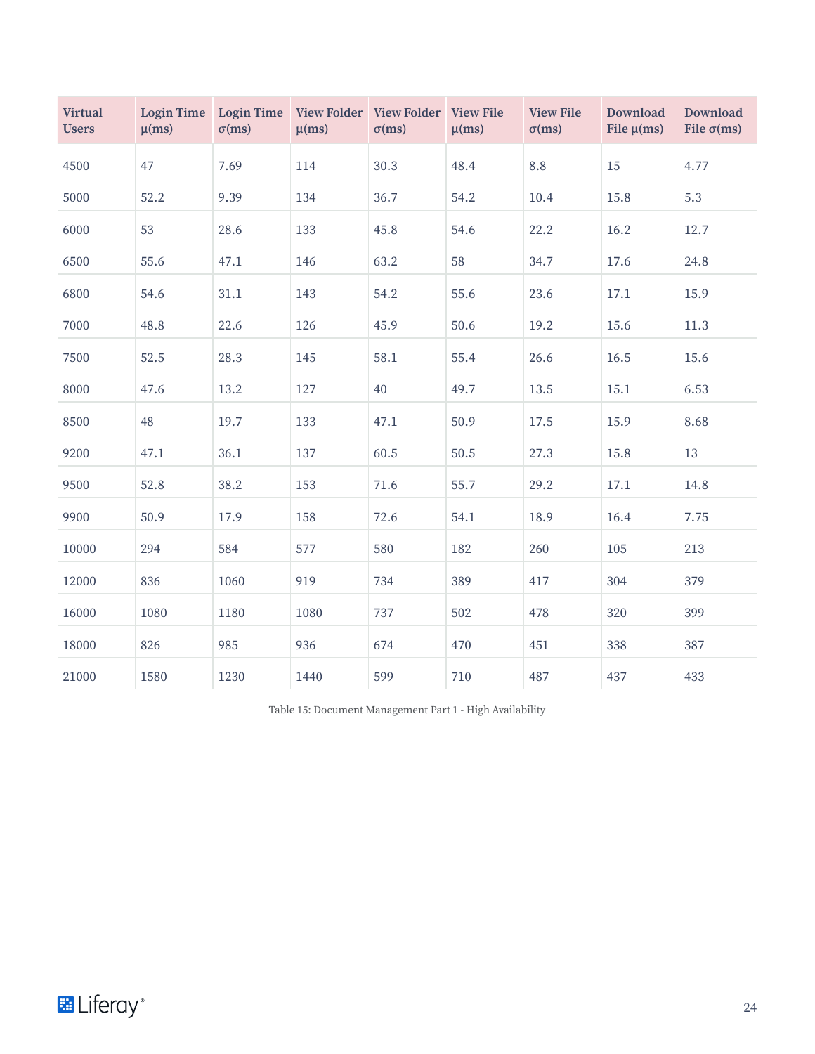| Virtual Users | Login Time μ(ms) | Login Time σ(ms) | View Folder μ(ms) | View Folder σ(ms) | View File μ(ms) | View File σ(ms) | Download File μ(ms) | Download File σ(ms) |
|---|---|---|---|---|---|---|---|---|
| 4500 | 47 | 7.69 | 114 | 30.3 | 48.4 | 8.8 | 15 | 4.77 |
| 5000 | 52.2 | 9.39 | 134 | 36.7 | 54.2 | 10.4 | 15.8 | 5.3 |
| 6000 | 53 | 28.6 | 133 | 45.8 | 54.6 | 22.2 | 16.2 | 12.7 |
| 6500 | 55.6 | 47.1 | 146 | 63.2 | 58 | 34.7 | 17.6 | 24.8 |
| 6800 | 54.6 | 31.1 | 143 | 54.2 | 55.6 | 23.6 | 17.1 | 15.9 |
| 7000 | 48.8 | 22.6 | 126 | 45.9 | 50.6 | 19.2 | 15.6 | 11.3 |
| 7500 | 52.5 | 28.3 | 145 | 58.1 | 55.4 | 26.6 | 16.5 | 15.6 |
| 8000 | 47.6 | 13.2 | 127 | 40 | 49.7 | 13.5 | 15.1 | 6.53 |
| 8500 | 48 | 19.7 | 133 | 47.1 | 50.9 | 17.5 | 15.9 | 8.68 |
| 9200 | 47.1 | 36.1 | 137 | 60.5 | 50.5 | 27.3 | 15.8 | 13 |
| 9500 | 52.8 | 38.2 | 153 | 71.6 | 55.7 | 29.2 | 17.1 | 14.8 |
| 9900 | 50.9 | 17.9 | 158 | 72.6 | 54.1 | 18.9 | 16.4 | 7.75 |
| 10000 | 294 | 584 | 577 | 580 | 182 | 260 | 105 | 213 |
| 12000 | 836 | 1060 | 919 | 734 | 389 | 417 | 304 | 379 |
| 16000 | 1080 | 1180 | 1080 | 737 | 502 | 478 | 320 | 399 |
| 18000 | 826 | 985 | 936 | 674 | 470 | 451 | 338 | 387 |
| 21000 | 1580 | 1230 | 1440 | 599 | 710 | 487 | 437 | 433 |

Table 15: Document Management Part 1 - High Availability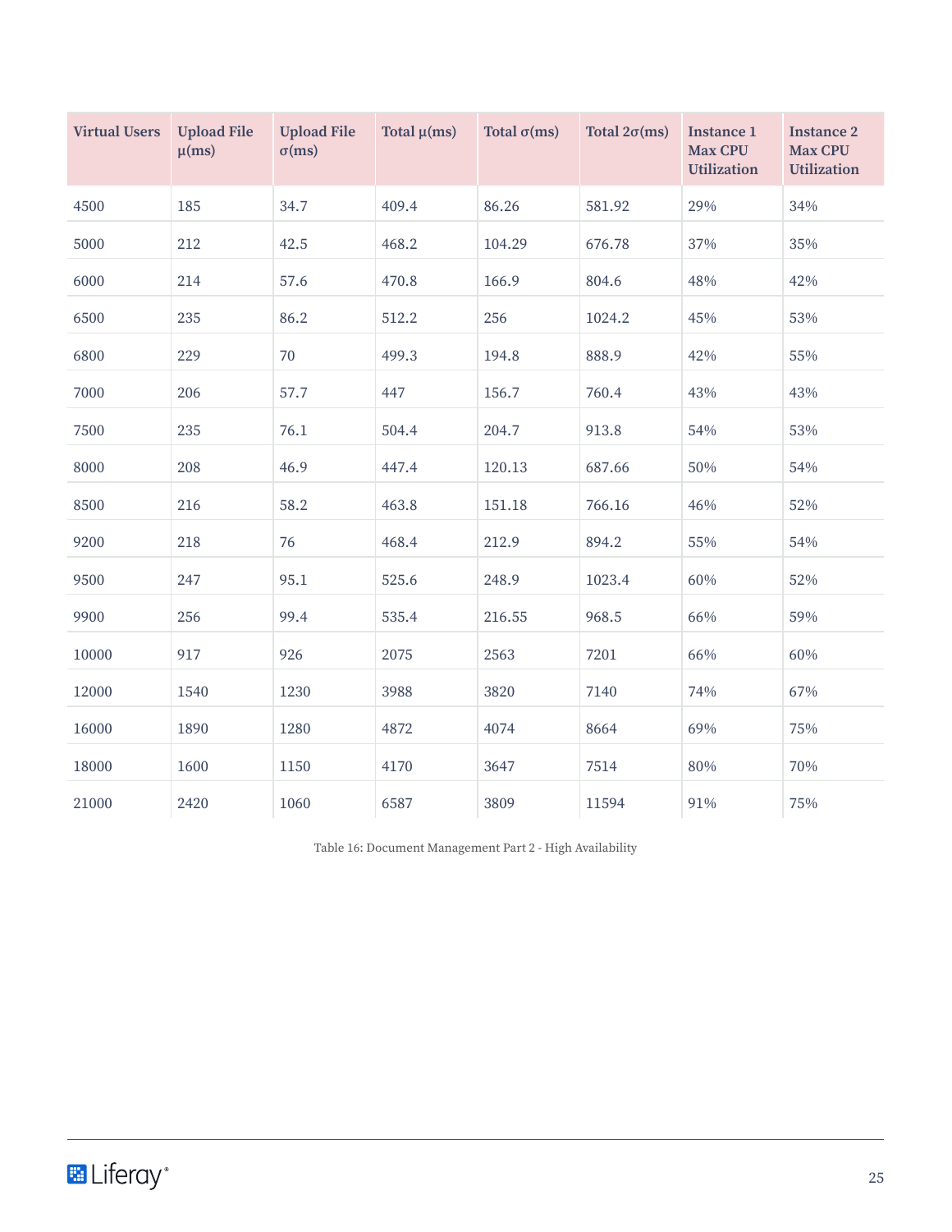| Virtual Users | Upload File μ(ms) | Upload File σ(ms) | Total μ(ms) | Total σ(ms) | Total 2σ(ms) | Instance 1 Max CPU Utilization | Instance 2 Max CPU Utilization |
|---|---|---|---|---|---|---|---|
| 4500 | 185 | 34.7 | 409.4 | 86.26 | 581.92 | 29% | 34% |
| 5000 | 212 | 42.5 | 468.2 | 104.29 | 676.78 | 37% | 35% |
| 6000 | 214 | 57.6 | 470.8 | 166.9 | 804.6 | 48% | 42% |
| 6500 | 235 | 86.2 | 512.2 | 256 | 1024.2 | 45% | 53% |
| 6800 | 229 | 70 | 499.3 | 194.8 | 888.9 | 42% | 55% |
| 7000 | 206 | 57.7 | 447 | 156.7 | 760.4 | 43% | 43% |
| 7500 | 235 | 76.1 | 504.4 | 204.7 | 913.8 | 54% | 53% |
| 8000 | 208 | 46.9 | 447.4 | 120.13 | 687.66 | 50% | 54% |
| 8500 | 216 | 58.2 | 463.8 | 151.18 | 766.16 | 46% | 52% |
| 9200 | 218 | 76 | 468.4 | 212.9 | 894.2 | 55% | 54% |
| 9500 | 247 | 95.1 | 525.6 | 248.9 | 1023.4 | 60% | 52% |
| 9900 | 256 | 99.4 | 535.4 | 216.55 | 968.5 | 66% | 59% |
| 10000 | 917 | 926 | 2075 | 2563 | 7201 | 66% | 60% |
| 12000 | 1540 | 1230 | 3988 | 3820 | 7140 | 74% | 67% |
| 16000 | 1890 | 1280 | 4872 | 4074 | 8664 | 69% | 75% |
| 18000 | 1600 | 1150 | 4170 | 3647 | 7514 | 80% | 70% |
| 21000 | 2420 | 1060 | 6587 | 3809 | 11594 | 91% | 75% |

Table 16: Document Management Part 2 - High Availability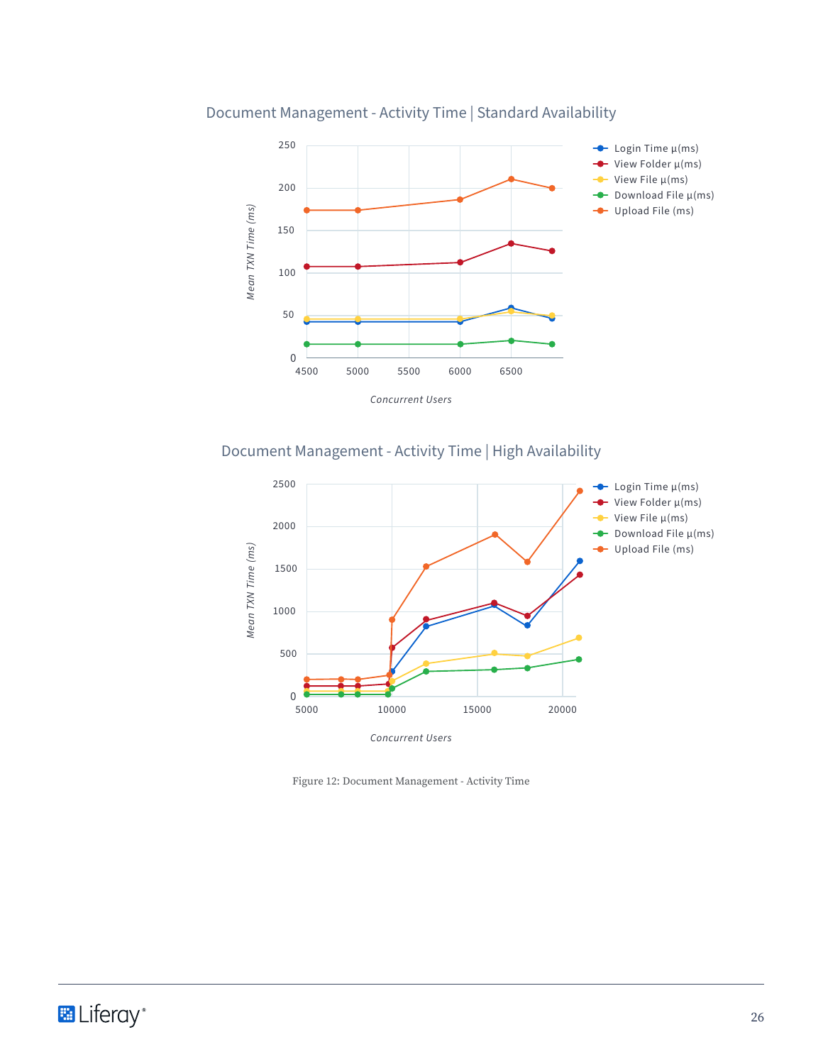Document Management - Activity Time | Standard Availability

Document Management - Activity Time | High Availability

Figure 12: Document Management - Activity Time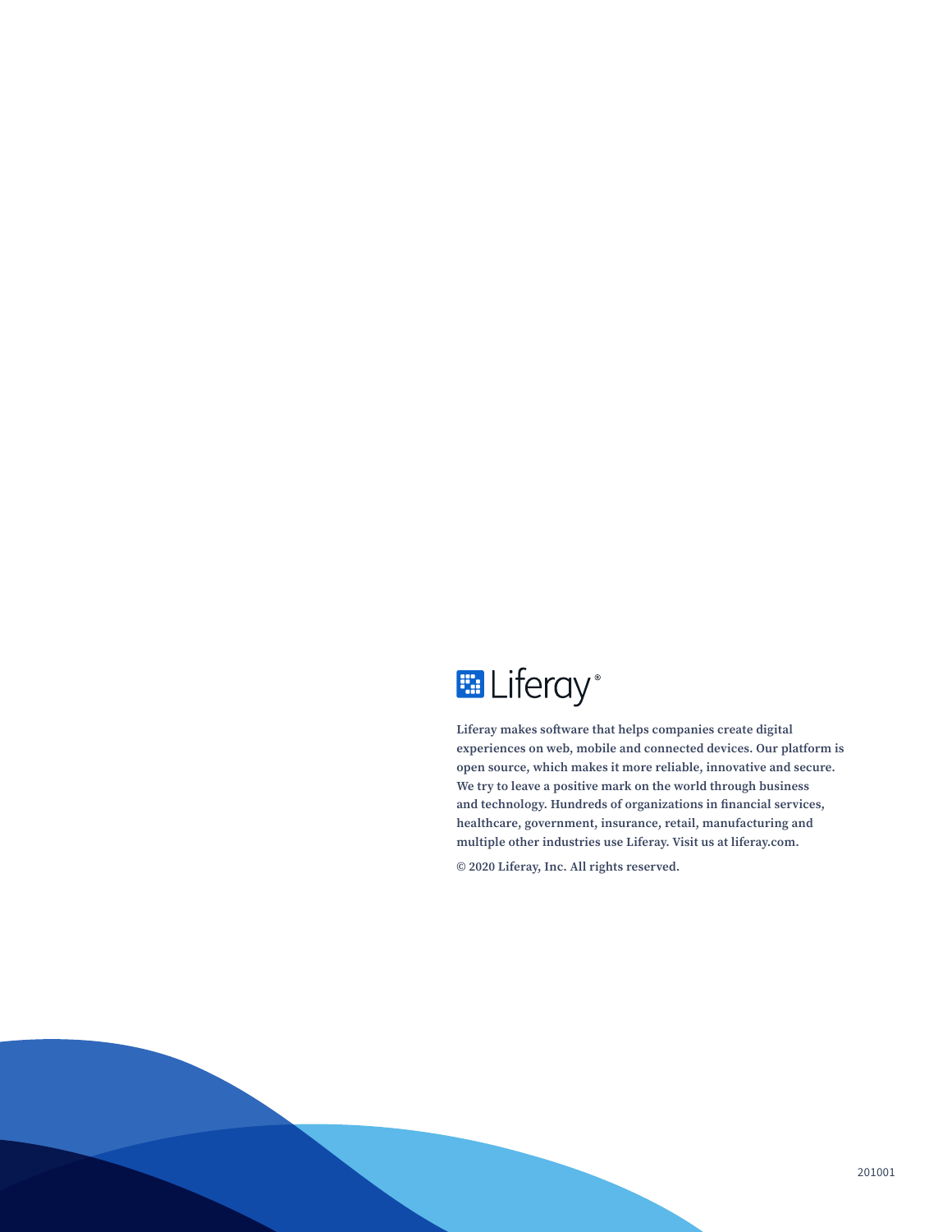Liferay®

**Liferay makes software that helps companies create digital experiences on web, mobile and connected devices. Our platform is open source, which makes it more reliable, innovative and secure. We try to leave a positive mark on the world through business and technology. Hundreds of organizations in financial services, healthcare, government, insurance, retail, manufacturing and multiple other industries use Liferay. Visit us at liferay.com.**

**© 2020 Liferay, Inc. All rights reserved.**

201001